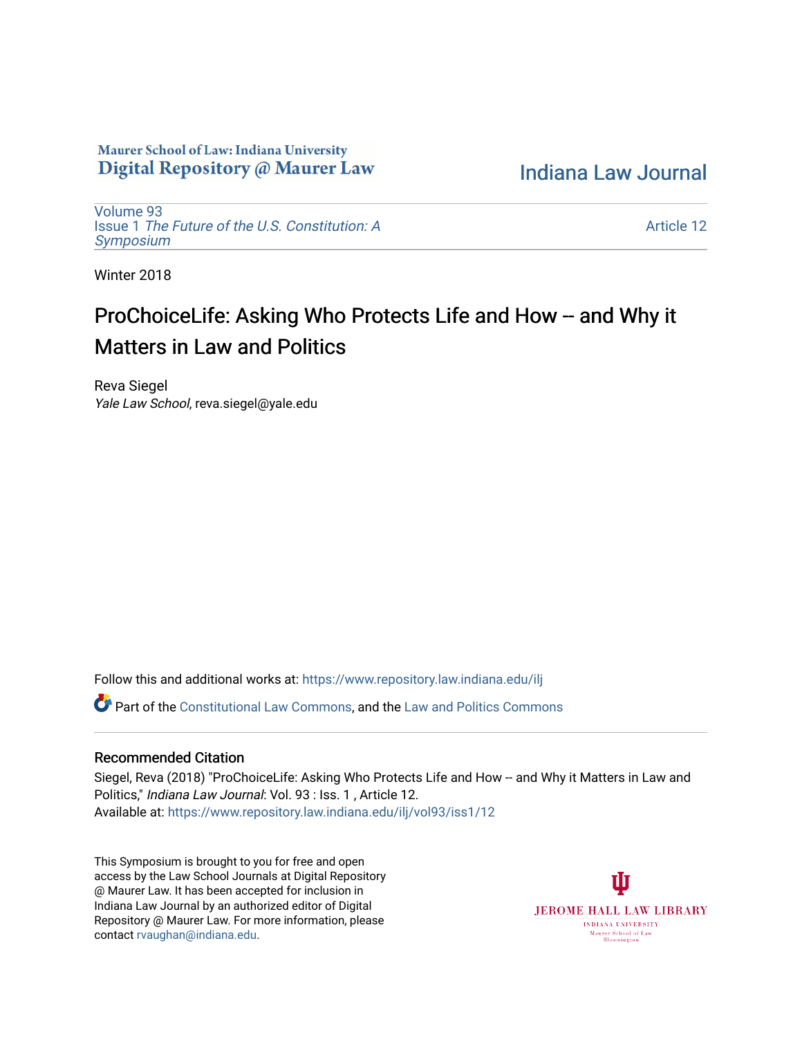Maurer School of Law: Indiana University
**Digital Repository @ Maurer Law**

# Indiana Law Journal

Volume 93
Issue 1 *The Future of the U.S. Constitution: A Symposium*

Article 12

Winter 2018

## ProChoiceLife: Asking Who Protects Life and How -- and Why it Matters in Law and Politics

Reva Siegel
*Yale Law School*, reva.siegel@yale.edu

Follow this and additional works at: https://www.repository.law.indiana.edu/ilj

Part of the Constitutional Law Commons, and the Law and Politics Commons

### Recommended Citation

Siegel, Reva (2018) "ProChoiceLife: Asking Who Protects Life and How -- and Why it Matters in Law and Politics," *Indiana Law Journal*: Vol. 93 : Iss. 1 , Article 12.
Available at: https://www.repository.law.indiana.edu/ilj/vol93/iss1/12

This Symposium is brought to you for free and open access by the Law School Journals at Digital Repository @ Maurer Law. It has been accepted for inclusion in Indiana Law Journal by an authorized editor of Digital Repository @ Maurer Law. For more information, please contact rvaughan@indiana.edu.

JEROME HALL LAW LIBRARY
INDIANA UNIVERSITY
Maurer School of Law
Bloomington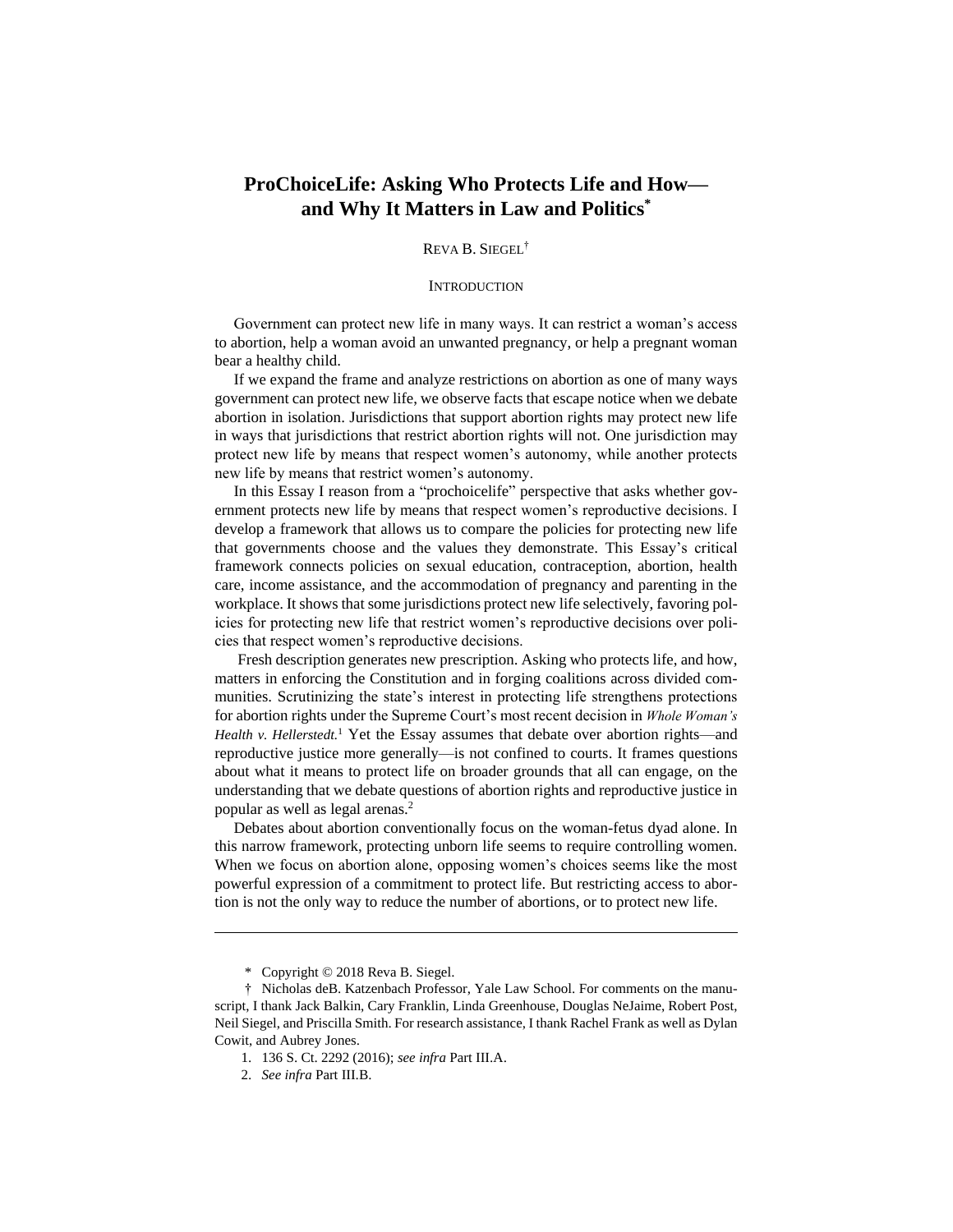# ProChoiceLife: Asking Who Protects Life and How—and Why It Matters in Law and Politics*

REVA B. SIEGEL†

## INTRODUCTION

Government can protect new life in many ways. It can restrict a woman's access to abortion, help a woman avoid an unwanted pregnancy, or help a pregnant woman bear a healthy child.

If we expand the frame and analyze restrictions on abortion as one of many ways government can protect new life, we observe facts that escape notice when we debate abortion in isolation. Jurisdictions that support abortion rights may protect new life in ways that jurisdictions that restrict abortion rights will not. One jurisdiction may protect new life by means that respect women's autonomy, while another protects new life by means that restrict women's autonomy.

In this Essay I reason from a "prochoicelife" perspective that asks whether government protects new life by means that respect women's reproductive decisions. I develop a framework that allows us to compare the policies for protecting new life that governments choose and the values they demonstrate. This Essay's critical framework connects policies on sexual education, contraception, abortion, health care, income assistance, and the accommodation of pregnancy and parenting in the workplace. It shows that some jurisdictions protect new life selectively, favoring policies for protecting new life that restrict women's reproductive decisions over policies that respect women's reproductive decisions.

Fresh description generates new prescription. Asking who protects life, and how, matters in enforcing the Constitution and in forging coalitions across divided communities. Scrutinizing the state's interest in protecting life strengthens protections for abortion rights under the Supreme Court's most recent decision in *Whole Woman's Health v. Hellerstedt.*[1] Yet the Essay assumes that debate over abortion rights—and reproductive justice more generally—is not confined to courts. It frames questions about what it means to protect life on broader grounds that all can engage, on the understanding that we debate questions of abortion rights and reproductive justice in popular as well as legal arenas.[2]

Debates about abortion conventionally focus on the woman-fetus dyad alone. In this narrow framework, protecting unborn life seems to require controlling women. When we focus on abortion alone, opposing women's choices seems like the most powerful expression of a commitment to protect life. But restricting access to abortion is not the only way to reduce the number of abortions, or to protect new life.

---

\* Copyright © 2018 Reva B. Siegel.

† Nicholas deB. Katzenbach Professor, Yale Law School. For comments on the manuscript, I thank Jack Balkin, Cary Franklin, Linda Greenhouse, Douglas NeJaime, Robert Post, Neil Siegel, and Priscilla Smith. For research assistance, I thank Rachel Frank as well as Dylan Cowit, and Aubrey Jones.

1. 136 S. Ct. 2292 (2016); *see infra* Part III.A.

2. *See infra* Part III.B.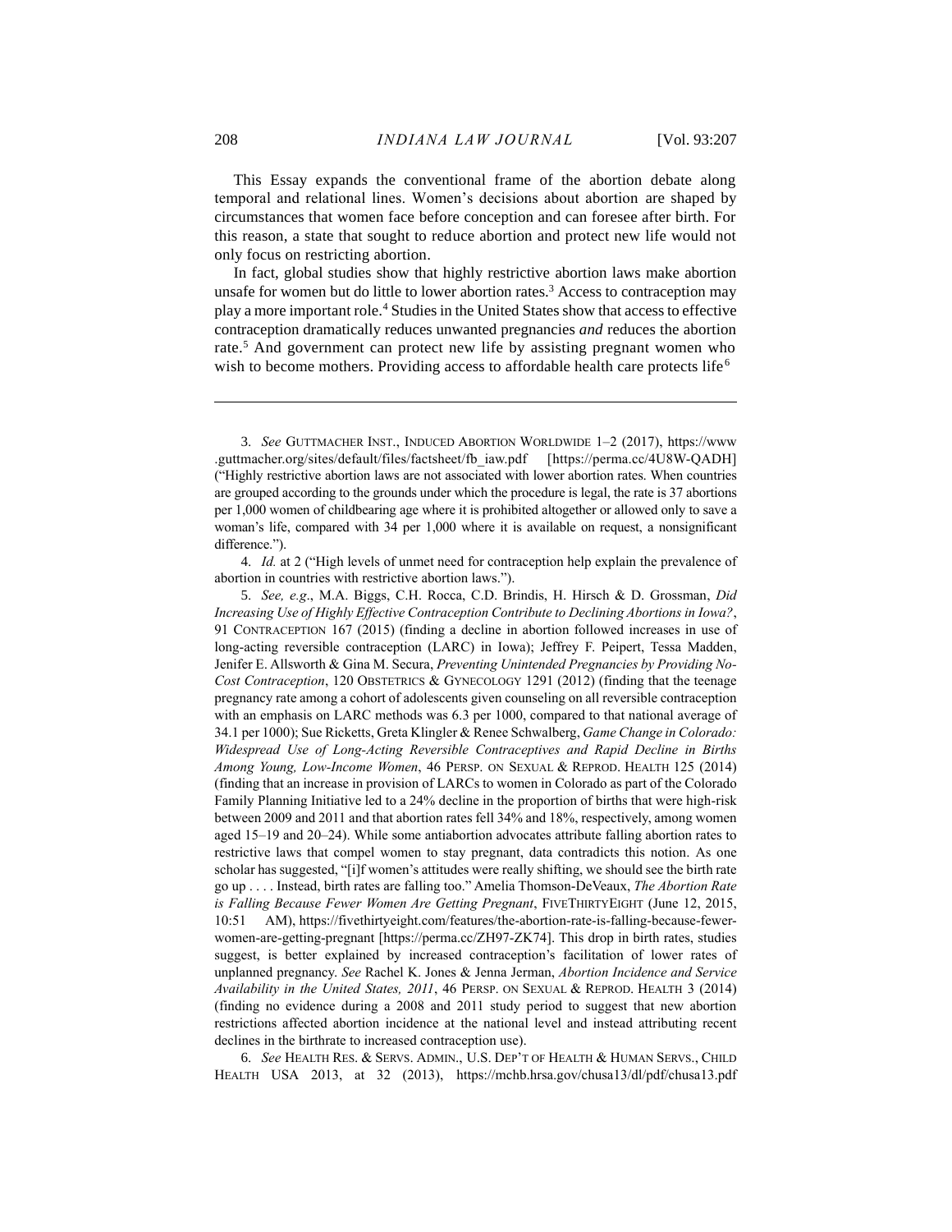This Essay expands the conventional frame of the abortion debate along temporal and relational lines. Women's decisions about abortion are shaped by circumstances that women face before conception and can foresee after birth. For this reason, a state that sought to reduce abortion and protect new life would not only focus on restricting abortion.

In fact, global studies show that highly restrictive abortion laws make abortion unsafe for women but do little to lower abortion rates.[3] Access to contraception may play a more important role.[4] Studies in the United States show that access to effective contraception dramatically reduces unwanted pregnancies *and* reduces the abortion rate.[5] And government can protect new life by assisting pregnant women who wish to become mothers. Providing access to affordable health care protects life[6]

---

3. *See* GUTTMACHER INST., INDUCED ABORTION WORLDWIDE 1–2 (2017), https://www.guttmacher.org/sites/default/files/factsheet/fb_iaw.pdf [https://perma.cc/4U8W-QADH] ("Highly restrictive abortion laws are not associated with lower abortion rates. When countries are grouped according to the grounds under which the procedure is legal, the rate is 37 abortions per 1,000 women of childbearing age where it is prohibited altogether or allowed only to save a woman's life, compared with 34 per 1,000 where it is available on request, a nonsignificant difference.").

4. *Id.* at 2 ("High levels of unmet need for contraception help explain the prevalence of abortion in countries with restrictive abortion laws.").

5. *See, e.g.*, M.A. Biggs, C.H. Rocca, C.D. Brindis, H. Hirsch & D. Grossman, *Did Increasing Use of Highly Effective Contraception Contribute to Declining Abortions in Iowa?*, 91 CONTRACEPTION 167 (2015) (finding a decline in abortion followed increases in use of long-acting reversible contraception (LARC) in Iowa); Jeffrey F. Peipert, Tessa Madden, Jenifer E. Allsworth & Gina M. Secura, *Preventing Unintended Pregnancies by Providing No-Cost Contraception*, 120 OBSTETRICS & GYNECOLOGY 1291 (2012) (finding that the teenage pregnancy rate among a cohort of adolescents given counseling on all reversible contraception with an emphasis on LARC methods was 6.3 per 1000, compared to that national average of 34.1 per 1000); Sue Ricketts, Greta Klingler & Renee Schwalberg, *Game Change in Colorado: Widespread Use of Long-Acting Reversible Contraceptives and Rapid Decline in Births Among Young, Low-Income Women*, 46 PERSP. ON SEXUAL & REPROD. HEALTH 125 (2014) (finding that an increase in provision of LARCs to women in Colorado as part of the Colorado Family Planning Initiative led to a 24% decline in the proportion of births that were high-risk between 2009 and 2011 and that abortion rates fell 34% and 18%, respectively, among women aged 15–19 and 20–24). While some antiabortion advocates attribute falling abortion rates to restrictive laws that compel women to stay pregnant, data contradicts this notion. As one scholar has suggested, "[i]f women's attitudes were really shifting, we should see the birth rate go up . . . . Instead, birth rates are falling too." Amelia Thomson-DeVeaux, *The Abortion Rate is Falling Because Fewer Women Are Getting Pregnant*, FIVETHIRTYEIGHT (June 12, 2015, 10:51 AM), https://fivethirtyeight.com/features/the-abortion-rate-is-falling-because-fewer-women-are-getting-pregnant [https://perma.cc/ZH97-ZK74]. This drop in birth rates, studies suggest, is better explained by increased contraception's facilitation of lower rates of unplanned pregnancy. *See* Rachel K. Jones & Jenna Jerman, *Abortion Incidence and Service Availability in the United States, 2011*, 46 PERSP. ON SEXUAL & REPROD. HEALTH 3 (2014) (finding no evidence during a 2008 and 2011 study period to suggest that new abortion restrictions affected abortion incidence at the national level and instead attributing recent declines in the birthrate to increased contraception use).

6. *See* HEALTH RES. & SERVS. ADMIN., U.S. DEP'T OF HEALTH & HUMAN SERVS., CHILD HEALTH USA 2013, at 32 (2013), https://mchb.hrsa.gov/chusa13/dl/pdf/chusa13.pdf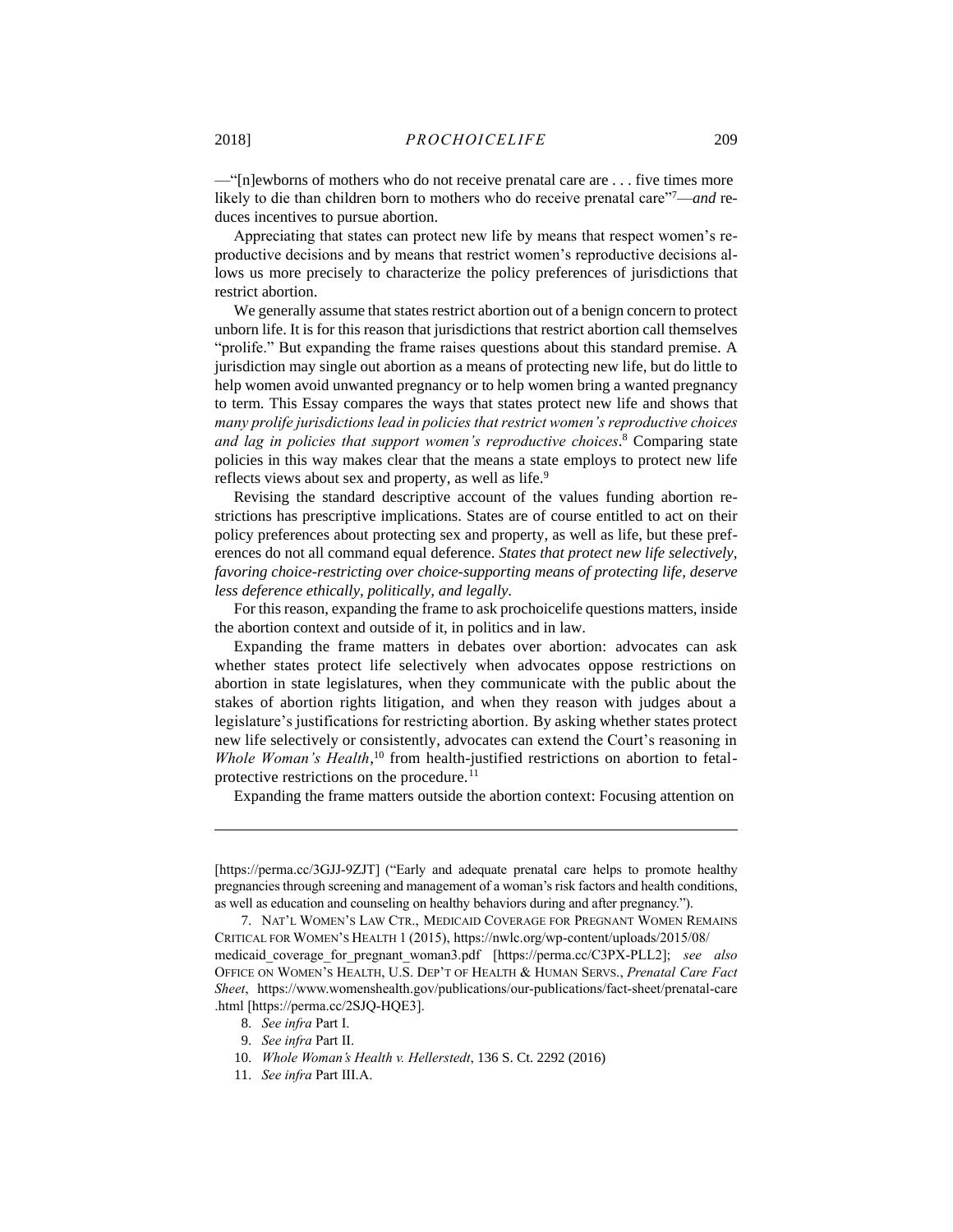—"[n]ewborns of mothers who do not receive prenatal care are . . . five times more likely to die than children born to mothers who do receive prenatal care"[7]—*and* reduces incentives to pursue abortion.

Appreciating that states can protect new life by means that respect women's reproductive decisions and by means that restrict women's reproductive decisions allows us more precisely to characterize the policy preferences of jurisdictions that restrict abortion.

We generally assume that states restrict abortion out of a benign concern to protect unborn life. It is for this reason that jurisdictions that restrict abortion call themselves "prolife." But expanding the frame raises questions about this standard premise. A jurisdiction may single out abortion as a means of protecting new life, but do little to help women avoid unwanted pregnancy or to help women bring a wanted pregnancy to term. This Essay compares the ways that states protect new life and shows that *many prolife jurisdictions lead in policies that restrict women's reproductive choices and lag in policies that support women's reproductive choices*.[8] Comparing state policies in this way makes clear that the means a state employs to protect new life reflects views about sex and property, as well as life.[9]

Revising the standard descriptive account of the values funding abortion restrictions has prescriptive implications. States are of course entitled to act on their policy preferences about protecting sex and property, as well as life, but these preferences do not all command equal deference. *States that protect new life selectively, favoring choice-restricting over choice-supporting means of protecting life, deserve less deference ethically, politically, and legally.*

For this reason, expanding the frame to ask prochoicelife questions matters, inside the abortion context and outside of it, in politics and in law.

Expanding the frame matters in debates over abortion: advocates can ask whether states protect life selectively when advocates oppose restrictions on abortion in state legislatures, when they communicate with the public about the stakes of abortion rights litigation, and when they reason with judges about a legislature's justifications for restricting abortion. By asking whether states protect new life selectively or consistently, advocates can extend the Court's reasoning in *Whole Woman's Health*,[10] from health-justified restrictions on abortion to fetal-protective restrictions on the procedure.[11]

Expanding the frame matters outside the abortion context: Focusing attention on

---

[https://perma.cc/3GJJ-9ZJT] ("Early and adequate prenatal care helps to promote healthy pregnancies through screening and management of a woman's risk factors and health conditions, as well as education and counseling on healthy behaviors during and after pregnancy.").

7. NAT'L WOMEN'S LAW CTR., MEDICAID COVERAGE FOR PREGNANT WOMEN REMAINS CRITICAL FOR WOMEN'S HEALTH 1 (2015), https://nwlc.org/wp-content/uploads/2015/08/medicaid_coverage_for_pregnant_woman3.pdf [https://perma.cc/C3PX-PLL2]; *see also* OFFICE ON WOMEN'S HEALTH, U.S. DEP'T OF HEALTH & HUMAN SERVS., *Prenatal Care Fact Sheet*, https://www.womenshealth.gov/publications/our-publications/fact-sheet/prenatal-care.html [https://perma.cc/2SJQ-HQE3].

8. *See infra* Part I.

9. *See infra* Part II.

10. *Whole Woman's Health v. Hellerstedt*, 136 S. Ct. 2292 (2016)

11. *See infra* Part III.A.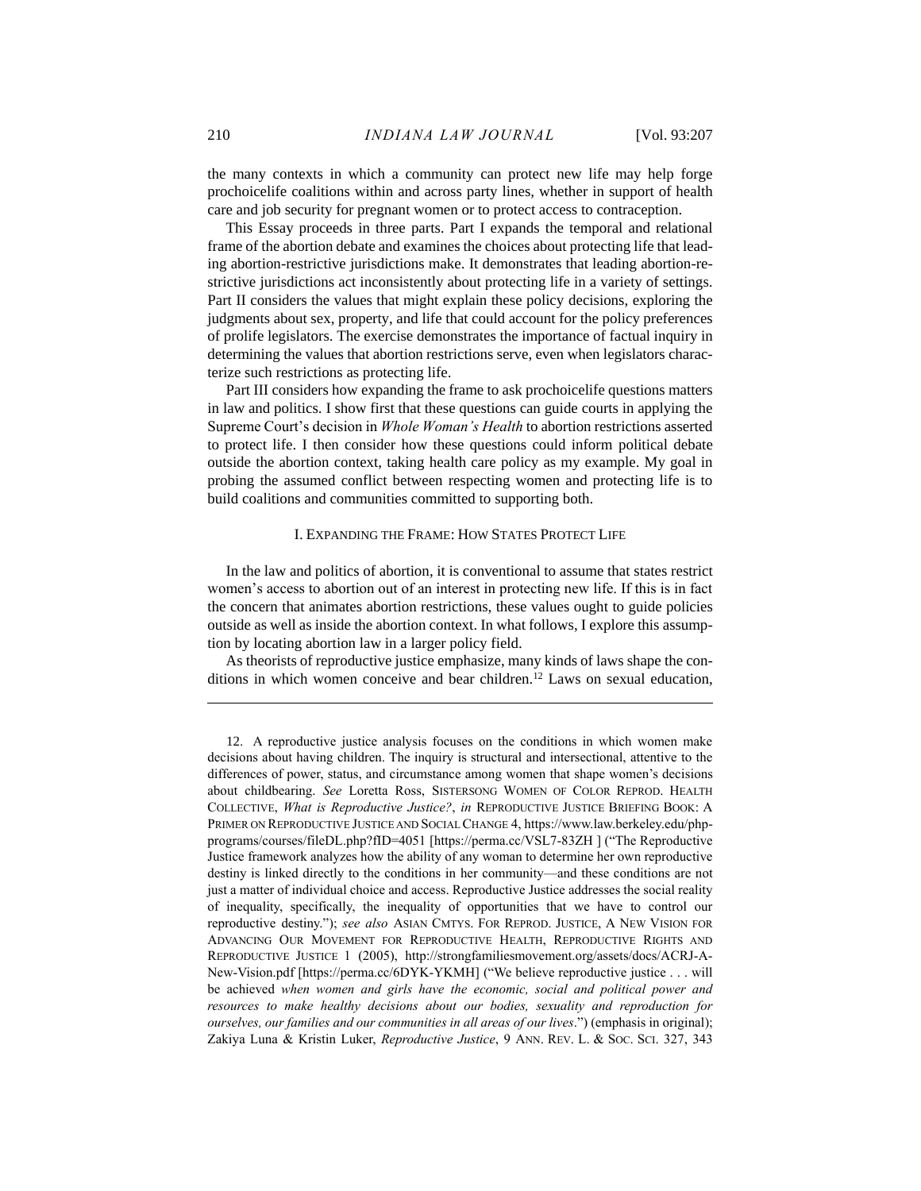the many contexts in which a community can protect new life may help forge prochoicelife coalitions within and across party lines, whether in support of health care and job security for pregnant women or to protect access to contraception.

This Essay proceeds in three parts. Part I expands the temporal and relational frame of the abortion debate and examines the choices about protecting life that leading abortion-restrictive jurisdictions make. It demonstrates that leading abortion-restrictive jurisdictions act inconsistently about protecting life in a variety of settings. Part II considers the values that might explain these policy decisions, exploring the judgments about sex, property, and life that could account for the policy preferences of prolife legislators. The exercise demonstrates the importance of factual inquiry in determining the values that abortion restrictions serve, even when legislators characterize such restrictions as protecting life.

Part III considers how expanding the frame to ask prochoicelife questions matters in law and politics. I show first that these questions can guide courts in applying the Supreme Court's decision in *Whole Woman's Health* to abortion restrictions asserted to protect life. I then consider how these questions could inform political debate outside the abortion context, taking health care policy as my example. My goal in probing the assumed conflict between respecting women and protecting life is to build coalitions and communities committed to supporting both.

## I. Expanding the Frame: How States Protect Life

In the law and politics of abortion, it is conventional to assume that states restrict women's access to abortion out of an interest in protecting new life. If this is in fact the concern that animates abortion restrictions, these values ought to guide policies outside as well as inside the abortion context. In what follows, I explore this assumption by locating abortion law in a larger policy field.

As theorists of reproductive justice emphasize, many kinds of laws shape the conditions in which women conceive and bear children.[12] Laws on sexual education,

---

12. A reproductive justice analysis focuses on the conditions in which women make decisions about having children. The inquiry is structural and intersectional, attentive to the differences of power, status, and circumstance among women that shape women's decisions about childbearing. *See* Loretta Ross, SisterSong Women of Color Reprod. Health Collective, *What is Reproductive Justice?*, *in* Reproductive Justice Briefing Book: A Primer on Reproductive Justice and Social Change 4, https://www.law.berkeley.edu/php-programs/courses/fileDL.php?fID=4051 [https://perma.cc/VSL7-83ZH ] ("The Reproductive Justice framework analyzes how the ability of any woman to determine her own reproductive destiny is linked directly to the conditions in her community—and these conditions are not just a matter of individual choice and access. Reproductive Justice addresses the social reality of inequality, specifically, the inequality of opportunities that we have to control our reproductive destiny."); *see also* Asian Cmtys. for Reprod. Justice, A New Vision for Advancing Our Movement for Reproductive Health, Reproductive Rights and Reproductive Justice 1 (2005), http://strongfamiliesmovement.org/assets/docs/ACRJ-A-New-Vision.pdf [https://perma.cc/6DYK-YKMH] ("We believe reproductive justice . . . will be achieved *when women and girls have the economic, social and political power and resources to make healthy decisions about our bodies, sexuality and reproduction for ourselves, our families and our communities in all areas of our lives*.") (emphasis in original); Zakiya Luna & Kristin Luker, *Reproductive Justice*, 9 Ann. Rev. L. & Soc. Sci. 327, 343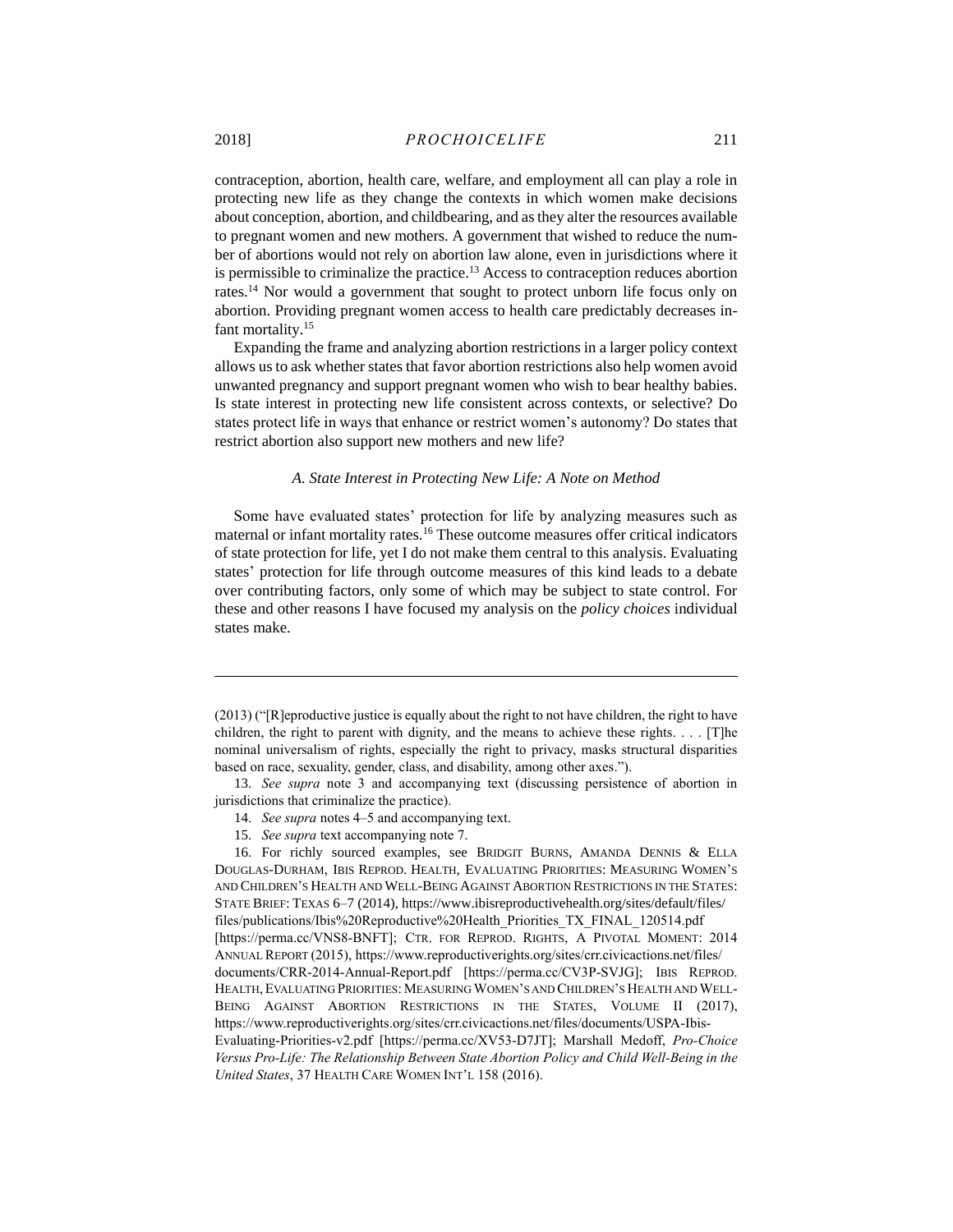contraception, abortion, health care, welfare, and employment all can play a role in protecting new life as they change the contexts in which women make decisions about conception, abortion, and childbearing, and as they alter the resources available to pregnant women and new mothers. A government that wished to reduce the number of abortions would not rely on abortion law alone, even in jurisdictions where it is permissible to criminalize the practice.[13] Access to contraception reduces abortion rates.[14] Nor would a government that sought to protect unborn life focus only on abortion. Providing pregnant women access to health care predictably decreases infant mortality.[15]

Expanding the frame and analyzing abortion restrictions in a larger policy context allows us to ask whether states that favor abortion restrictions also help women avoid unwanted pregnancy and support pregnant women who wish to bear healthy babies. Is state interest in protecting new life consistent across contexts, or selective? Do states protect life in ways that enhance or restrict women's autonomy? Do states that restrict abortion also support new mothers and new life?

### *A. State Interest in Protecting New Life: A Note on Method*

Some have evaluated states' protection for life by analyzing measures such as maternal or infant mortality rates.[16] These outcome measures offer critical indicators of state protection for life, yet I do not make them central to this analysis. Evaluating states' protection for life through outcome measures of this kind leads to a debate over contributing factors, only some of which may be subject to state control. For these and other reasons I have focused my analysis on the *policy choices* individual states make.

---

(2013) ("[R]eproductive justice is equally about the right to not have children, the right to have children, the right to parent with dignity, and the means to achieve these rights. . . . [T]he nominal universalism of rights, especially the right to privacy, masks structural disparities based on race, sexuality, gender, class, and disability, among other axes.").

13. *See supra* note 3 and accompanying text (discussing persistence of abortion in jurisdictions that criminalize the practice).

14. *See supra* notes 4–5 and accompanying text.

15. *See supra* text accompanying note 7.

16. For richly sourced examples, see BRIDGIT BURNS, AMANDA DENNIS & ELLA DOUGLAS-DURHAM, IBIS REPROD. HEALTH, EVALUATING PRIORITIES: MEASURING WOMEN'S AND CHILDREN'S HEALTH AND WELL-BEING AGAINST ABORTION RESTRICTIONS IN THE STATES: STATE BRIEF: TEXAS 6–7 (2014), https://www.ibisreproductivehealth.org/sites/default/files/files/publications/Ibis%20Reproductive%20Health_Priorities_TX_FINAL_120514.pdf [https://perma.cc/VNS8-BNFT]; CTR. FOR REPROD. RIGHTS, A PIVOTAL MOMENT: 2014 ANNUAL REPORT (2015), https://www.reproductiverights.org/sites/crr.civicactions.net/files/documents/CRR-2014-Annual-Report.pdf [https://perma.cc/CV3P-SVJG]; IBIS REPROD. HEALTH, EVALUATING PRIORITIES: MEASURING WOMEN'S AND CHILDREN'S HEALTH AND WELL-BEING AGAINST ABORTION RESTRICTIONS IN THE STATES, VOLUME II (2017), https://www.reproductiverights.org/sites/crr.civicactions.net/files/documents/USPA-Ibis-Evaluating-Priorities-v2.pdf [https://perma.cc/XV53-D7JT]; Marshall Medoff, *Pro-Choice Versus Pro-Life: The Relationship Between State Abortion Policy and Child Well-Being in the United States*, 37 HEALTH CARE WOMEN INT'L 158 (2016).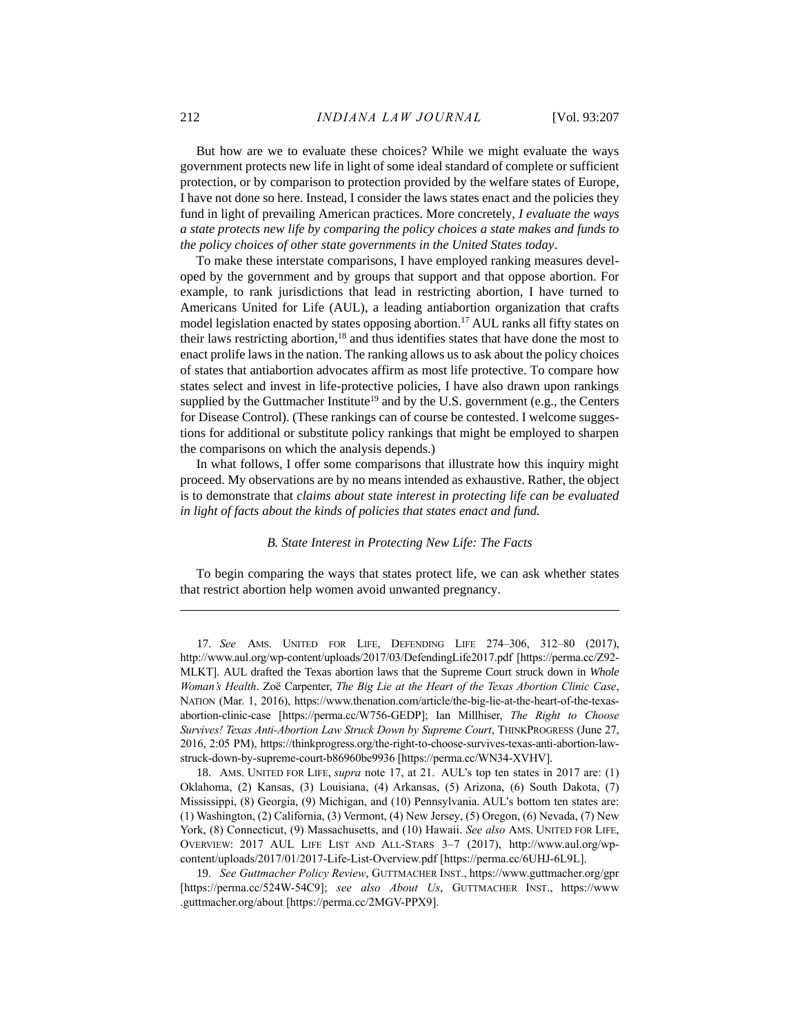But how are we to evaluate these choices? While we might evaluate the ways government protects new life in light of some ideal standard of complete or sufficient protection, or by comparison to protection provided by the welfare states of Europe, I have not done so here. Instead, I consider the laws states enact and the policies they fund in light of prevailing American practices. More concretely, *I evaluate the ways a state protects new life by comparing the policy choices a state makes and funds to the policy choices of other state governments in the United States today*.

To make these interstate comparisons, I have employed ranking measures developed by the government and by groups that support and that oppose abortion. For example, to rank jurisdictions that lead in restricting abortion, I have turned to Americans United for Life (AUL), a leading antiabortion organization that crafts model legislation enacted by states opposing abortion.[17] AUL ranks all fifty states on their laws restricting abortion,[18] and thus identifies states that have done the most to enact prolife laws in the nation. The ranking allows us to ask about the policy choices of states that antiabortion advocates affirm as most life protective. To compare how states select and invest in life-protective policies, I have also drawn upon rankings supplied by the Guttmacher Institute[19] and by the U.S. government (e.g., the Centers for Disease Control). (These rankings can of course be contested. I welcome suggestions for additional or substitute policy rankings that might be employed to sharpen the comparisons on which the analysis depends.)

In what follows, I offer some comparisons that illustrate how this inquiry might proceed. My observations are by no means intended as exhaustive. Rather, the object is to demonstrate that *claims about state interest in protecting life can be evaluated in light of facts about the kinds of policies that states enact and fund.*

### *B. State Interest in Protecting New Life: The Facts*

To begin comparing the ways that states protect life, we can ask whether states that restrict abortion help women avoid unwanted pregnancy.

---

17. *See* AMS. UNITED FOR LIFE, DEFENDING LIFE 274–306, 312–80 (2017), http://www.aul.org/wp-content/uploads/2017/03/DefendingLife2017.pdf [https://perma.cc/Z92-MLKT]. AUL drafted the Texas abortion laws that the Supreme Court struck down in *Whole Woman's Health*. Zoë Carpenter, *The Big Lie at the Heart of the Texas Abortion Clinic Case*, NATION (Mar. 1, 2016), https://www.thenation.com/article/the-big-lie-at-the-heart-of-the-texas-abortion-clinic-case [https://perma.cc/W756-GEDP]; Ian Millhiser, *The Right to Choose Survives! Texas Anti-Abortion Law Struck Down by Supreme Court*, THINKPROGRESS (June 27, 2016, 2:05 PM), https://thinkprogress.org/the-right-to-choose-survives-texas-anti-abortion-law-struck-down-by-supreme-court-b86960be9936 [https://perma.cc/WN34-XVHV].

18. AMS. UNITED FOR LIFE, *supra* note 17, at 21. AUL's top ten states in 2017 are: (1) Oklahoma, (2) Kansas, (3) Louisiana, (4) Arkansas, (5) Arizona, (6) South Dakota, (7) Mississippi, (8) Georgia, (9) Michigan, and (10) Pennsylvania. AUL's bottom ten states are: (1) Washington, (2) California, (3) Vermont, (4) New Jersey, (5) Oregon, (6) Nevada, (7) New York, (8) Connecticut, (9) Massachusetts, and (10) Hawaii. *See also* AMS. UNITED FOR LIFE, OVERVIEW: 2017 AUL LIFE LIST AND ALL-STARS 3–7 (2017), http://www.aul.org/wp-content/uploads/2017/01/2017-Life-List-Overview.pdf [https://perma.cc/6UHJ-6L9L].

19. *See Guttmacher Policy Review*, GUTTMACHER INST., https://www.guttmacher.org/gpr [https://perma.cc/524W-54C9]; *see also About Us*, GUTTMACHER INST., https://www.guttmacher.org/about [https://perma.cc/2MGV-PPX9].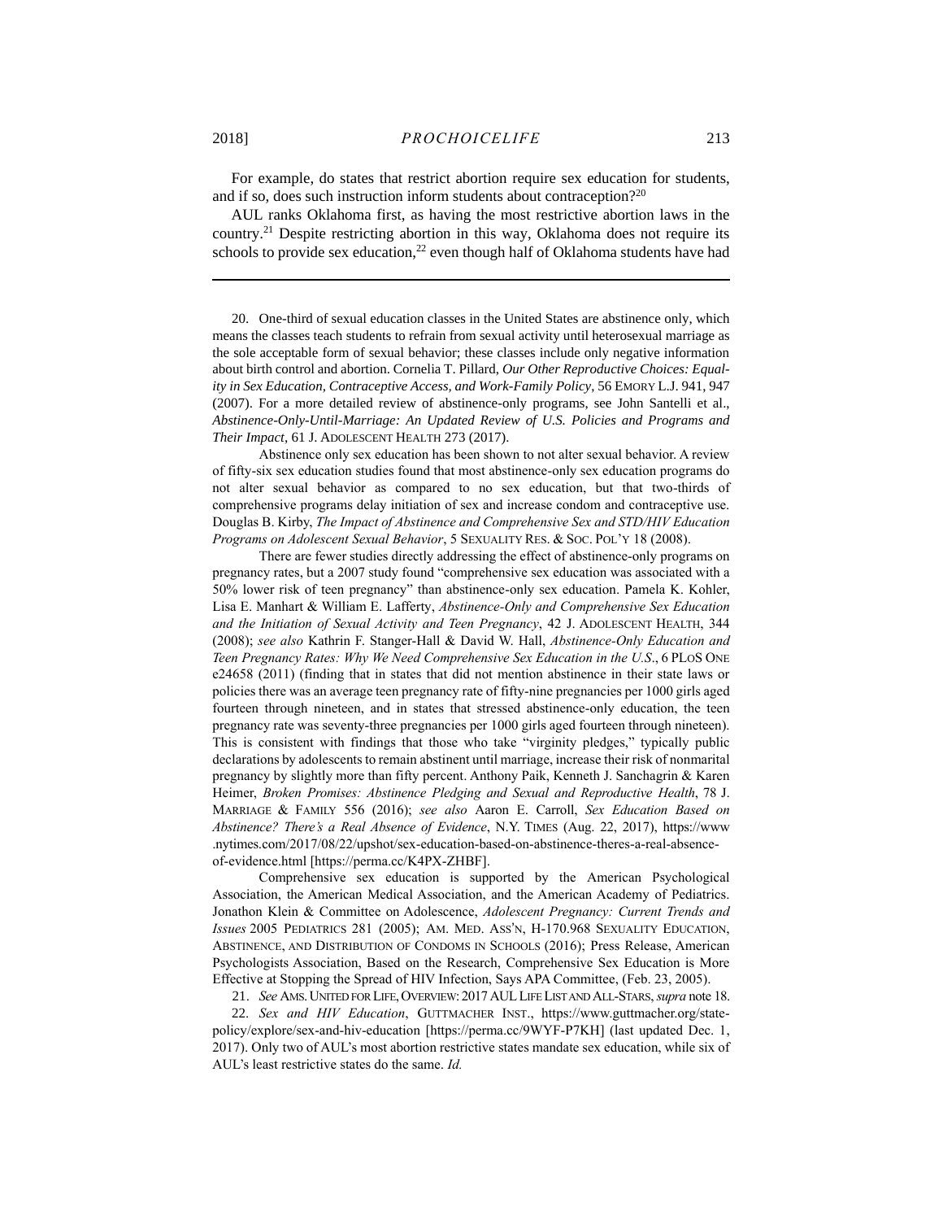For example, do states that restrict abortion require sex education for students, and if so, does such instruction inform students about contraception?[20]

AUL ranks Oklahoma first, as having the most restrictive abortion laws in the country.[21] Despite restricting abortion in this way, Oklahoma does not require its schools to provide sex education,[22] even though half of Oklahoma students have had

---

20. One-third of sexual education classes in the United States are abstinence only, which means the classes teach students to refrain from sexual activity until heterosexual marriage as the sole acceptable form of sexual behavior; these classes include only negative information about birth control and abortion. Cornelia T. Pillard, *Our Other Reproductive Choices: Equality in Sex Education, Contraceptive Access, and Work-Family Policy*, 56 EMORY L.J. 941, 947 (2007). For a more detailed review of abstinence-only programs, see John Santelli et al., *Abstinence-Only-Until-Marriage: An Updated Review of U.S. Policies and Programs and Their Impact*, 61 J. ADOLESCENT HEALTH 273 (2017).

Abstinence only sex education has been shown to not alter sexual behavior. A review of fifty-six sex education studies found that most abstinence-only sex education programs do not alter sexual behavior as compared to no sex education, but that two-thirds of comprehensive programs delay initiation of sex and increase condom and contraceptive use. Douglas B. Kirby, *The Impact of Abstinence and Comprehensive Sex and STD/HIV Education Programs on Adolescent Sexual Behavior*, 5 SEXUALITY RES. & SOC. POL'Y 18 (2008).

There are fewer studies directly addressing the effect of abstinence-only programs on pregnancy rates, but a 2007 study found "comprehensive sex education was associated with a 50% lower risk of teen pregnancy" than abstinence-only sex education. Pamela K. Kohler, Lisa E. Manhart & William E. Lafferty, *Abstinence-Only and Comprehensive Sex Education and the Initiation of Sexual Activity and Teen Pregnancy*, 42 J. ADOLESCENT HEALTH, 344 (2008); *see also* Kathrin F. Stanger-Hall & David W. Hall, *Abstinence-Only Education and Teen Pregnancy Rates: Why We Need Comprehensive Sex Education in the U.S*., 6 PLOS ONE e24658 (2011) (finding that in states that did not mention abstinence in their state laws or policies there was an average teen pregnancy rate of fifty-nine pregnancies per 1000 girls aged fourteen through nineteen, and in states that stressed abstinence-only education, the teen pregnancy rate was seventy-three pregnancies per 1000 girls aged fourteen through nineteen). This is consistent with findings that those who take "virginity pledges," typically public declarations by adolescents to remain abstinent until marriage, increase their risk of nonmarital pregnancy by slightly more than fifty percent. Anthony Paik, Kenneth J. Sanchagrin & Karen Heimer, *Broken Promises: Abstinence Pledging and Sexual and Reproductive Health*, 78 J. MARRIAGE & FAMILY 556 (2016); *see also* Aaron E. Carroll, *Sex Education Based on Abstinence? There's a Real Absence of Evidence*, N.Y. TIMES (Aug. 22, 2017), https://www.nytimes.com/2017/08/22/upshot/sex-education-based-on-abstinence-theres-a-real-absence-of-evidence.html [https://perma.cc/K4PX-ZHBF].

Comprehensive sex education is supported by the American Psychological Association, the American Medical Association, and the American Academy of Pediatrics. Jonathon Klein & Committee on Adolescence, *Adolescent Pregnancy: Current Trends and Issues* 2005 PEDIATRICS 281 (2005); AM. MED. ASS'N, H-170.968 SEXUALITY EDUCATION, ABSTINENCE, AND DISTRIBUTION OF CONDOMS IN SCHOOLS (2016); Press Release, American Psychologists Association, Based on the Research, Comprehensive Sex Education is More Effective at Stopping the Spread of HIV Infection, Says APA Committee, (Feb. 23, 2005).

21. *See* AMS. UNITED FOR LIFE, OVERVIEW: 2017 AUL LIFE LIST AND ALL-STARS, *supra* note 18.

22. *Sex and HIV Education*, GUTTMACHER INST., https://www.guttmacher.org/state-policy/explore/sex-and-hiv-education [https://perma.cc/9WYF-P7KH] (last updated Dec. 1, 2017). Only two of AUL's most abortion restrictive states mandate sex education, while six of AUL's least restrictive states do the same. *Id.*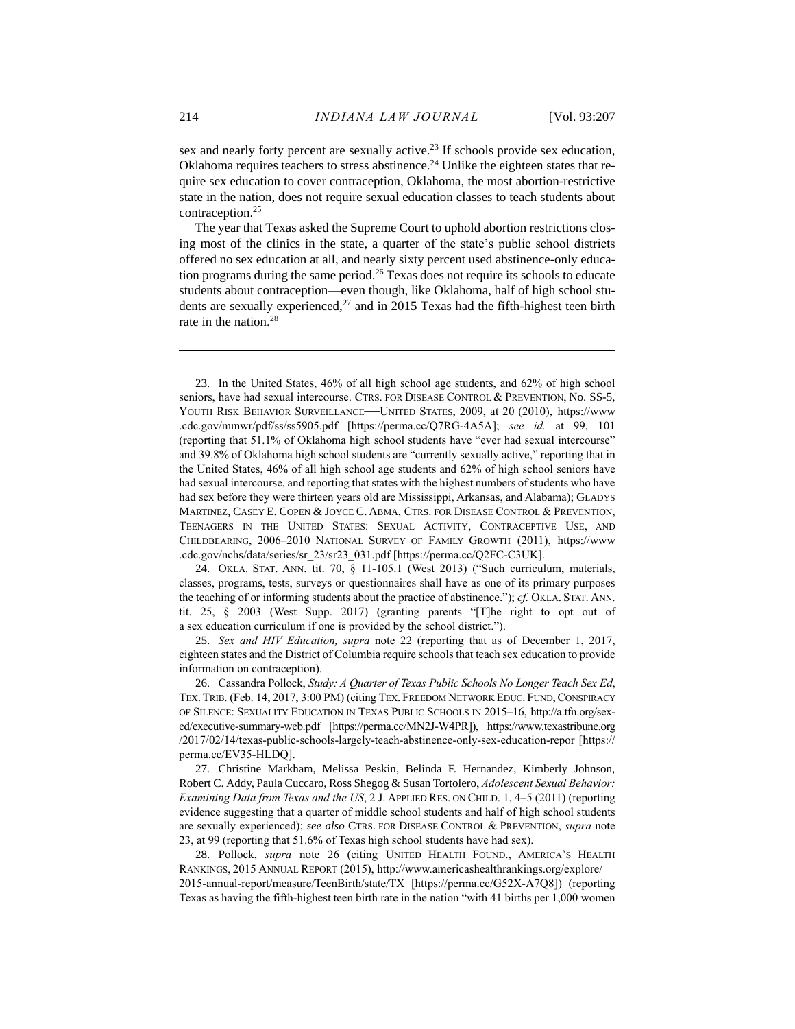sex and nearly forty percent are sexually active.[23] If schools provide sex education, Oklahoma requires teachers to stress abstinence.[24] Unlike the eighteen states that require sex education to cover contraception, Oklahoma, the most abortion-restrictive state in the nation, does not require sexual education classes to teach students about contraception.[25]

The year that Texas asked the Supreme Court to uphold abortion restrictions closing most of the clinics in the state, a quarter of the state's public school districts offered no sex education at all, and nearly sixty percent used abstinence-only education programs during the same period.[26] Texas does not require its schools to educate students about contraception—even though, like Oklahoma, half of high school students are sexually experienced,[27] and in 2015 Texas had the fifth-highest teen birth rate in the nation.[28]

---

23. In the United States, 46% of all high school age students, and 62% of high school seniors, have had sexual intercourse. CTRS. FOR DISEASE CONTROL & PREVENTION, No. SS-5, YOUTH RISK BEHAVIOR SURVEILLANCE—UNITED STATES, 2009, at 20 (2010), https://www.cdc.gov/mmwr/pdf/ss/ss5905.pdf [https://perma.cc/Q7RG-4A5A]; *see id.* at 99, 101 (reporting that 51.1% of Oklahoma high school students have "ever had sexual intercourse" and 39.8% of Oklahoma high school students are "currently sexually active," reporting that in the United States, 46% of all high school age students and 62% of high school seniors have had sexual intercourse, and reporting that states with the highest numbers of students who have had sex before they were thirteen years old are Mississippi, Arkansas, and Alabama); GLADYS MARTINEZ, CASEY E. COPEN & JOYCE C. ABMA, CTRS. FOR DISEASE CONTROL & PREVENTION, TEENAGERS IN THE UNITED STATES: SEXUAL ACTIVITY, CONTRACEPTIVE USE, AND CHILDBEARING, 2006–2010 NATIONAL SURVEY OF FAMILY GROWTH (2011), https://www.cdc.gov/nchs/data/series/sr_23/sr23_031.pdf [https://perma.cc/Q2FC-C3UK].

24. OKLA. STAT. ANN. tit. 70, § 11-105.1 (West 2013) ("Such curriculum, materials, classes, programs, tests, surveys or questionnaires shall have as one of its primary purposes the teaching of or informing students about the practice of abstinence."); *cf.* OKLA. STAT. ANN. tit. 25, § 2003 (West Supp. 2017) (granting parents "[T]he right to opt out of a sex education curriculum if one is provided by the school district.").

25. *Sex and HIV Education, supra* note 22 (reporting that as of December 1, 2017, eighteen states and the District of Columbia require schools that teach sex education to provide information on contraception).

26. Cassandra Pollock, *Study: A Quarter of Texas Public Schools No Longer Teach Sex Ed*, TEX. TRIB. (Feb. 14, 2017, 3:00 PM) (citing TEX. FREEDOM NETWORK EDUC. FUND, CONSPIRACY OF SILENCE: SEXUALITY EDUCATION IN TEXAS PUBLIC SCHOOLS IN 2015–16, http://a.tfn.org/sex-ed/executive-summary-web.pdf [https://perma.cc/MN2J-W4PR]), https://www.texastribune.org/2017/02/14/texas-public-schools-largely-teach-abstinence-only-sex-education-repor [https://perma.cc/EV35-HLDQ].

27. Christine Markham, Melissa Peskin, Belinda F. Hernandez, Kimberly Johnson, Robert C. Addy, Paula Cuccaro, Ross Shegog & Susan Tortolero, *Adolescent Sexual Behavior: Examining Data from Texas and the US*, 2 J. APPLIED RES. ON CHILD. 1, 4–5 (2011) (reporting evidence suggesting that a quarter of middle school students and half of high school students are sexually experienced); *see also* CTRS. FOR DISEASE CONTROL & PREVENTION, *supra* note 23, at 99 (reporting that 51.6% of Texas high school students have had sex).

28. Pollock, *supra* note 26 (citing UNITED HEALTH FOUND., AMERICA'S HEALTH RANKINGS, 2015 ANNUAL REPORT (2015), http://www.americashealthrankings.org/explore/2015-annual-report/measure/TeenBirth/state/TX [https://perma.cc/G52X-A7Q8]) (reporting Texas as having the fifth-highest teen birth rate in the nation "with 41 births per 1,000 women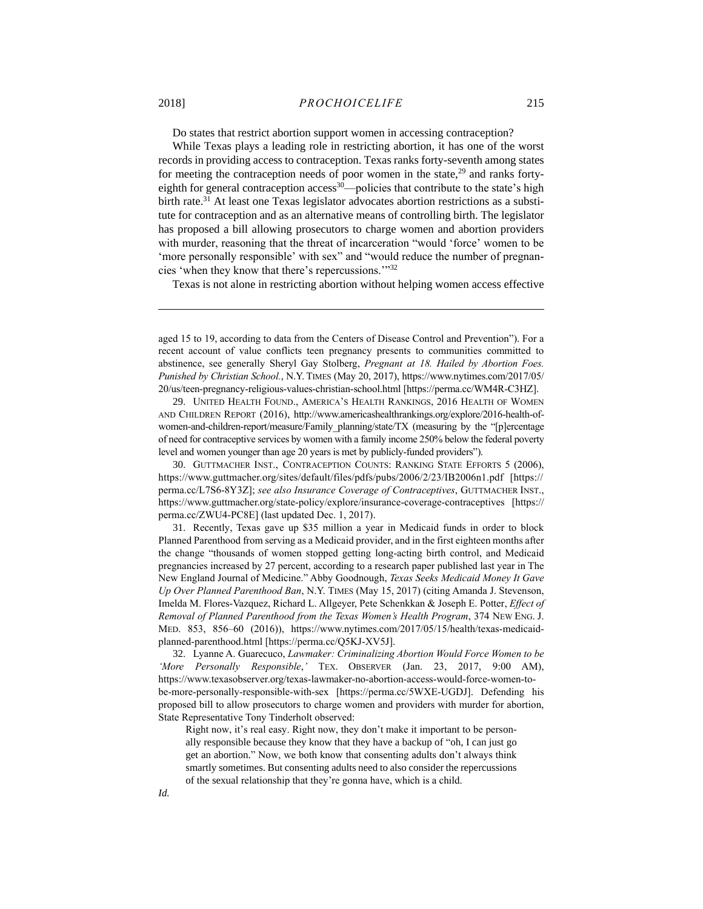Do states that restrict abortion support women in accessing contraception?

While Texas plays a leading role in restricting abortion, it has one of the worst records in providing access to contraception. Texas ranks forty-seventh among states for meeting the contraception needs of poor women in the state,[29] and ranks forty-eighth for general contraception access[30]—policies that contribute to the state's high birth rate.[31] At least one Texas legislator advocates abortion restrictions as a substitute for contraception and as an alternative means of controlling birth. The legislator has proposed a bill allowing prosecutors to charge women and abortion providers with murder, reasoning that the threat of incarceration "would 'force' women to be 'more personally responsible' with sex" and "would reduce the number of pregnancies 'when they know that there's repercussions.'"[32]

Texas is not alone in restricting abortion without helping women access effective

---

aged 15 to 19, according to data from the Centers of Disease Control and Prevention"). For a recent account of value conflicts teen pregnancy presents to communities committed to abstinence, see generally Sheryl Gay Stolberg, *Pregnant at 18. Hailed by Abortion Foes. Punished by Christian School.*, N.Y. TIMES (May 20, 2017), https://www.nytimes.com/2017/05/20/us/teen-pregnancy-religious-values-christian-school.html [https://perma.cc/WM4R-C3HZ].

29. UNITED HEALTH FOUND., AMERICA'S HEALTH RANKINGS, 2016 HEALTH OF WOMEN AND CHILDREN REPORT (2016), http://www.americashealthrankings.org/explore/2016-health-of-women-and-children-report/measure/Family_planning/state/TX (measuring by the "[p]ercentage of need for contraceptive services by women with a family income 250% below the federal poverty level and women younger than age 20 years is met by publicly-funded providers").

30. GUTTMACHER INST., CONTRACEPTION COUNTS: RANKING STATE EFFORTS 5 (2006), https://www.guttmacher.org/sites/default/files/pdfs/pubs/2006/2/23/IB2006n1.pdf [https://perma.cc/L7S6-8Y3Z]; *see also Insurance Coverage of Contraceptives*, GUTTMACHER INST., https://www.guttmacher.org/state-policy/explore/insurance-coverage-contraceptives [https://perma.cc/ZWU4-PC8E] (last updated Dec. 1, 2017).

31. Recently, Texas gave up $35 million a year in Medicaid funds in order to block Planned Parenthood from serving as a Medicaid provider, and in the first eighteen months after the change "thousands of women stopped getting long-acting birth control, and Medicaid pregnancies increased by 27 percent, according to a research paper published last year in The New England Journal of Medicine." Abby Goodnough, *Texas Seeks Medicaid Money It Gave Up Over Planned Parenthood Ban*, N.Y. TIMES (May 15, 2017) (citing Amanda J. Stevenson, Imelda M. Flores-Vazquez, Richard L. Allgeyer, Pete Schenkkan & Joseph E. Potter, *Effect of Removal of Planned Parenthood from the Texas Women's Health Program*, 374 NEW ENG. J. MED. 853, 856–60 (2016)), https://www.nytimes.com/2017/05/15/health/texas-medicaid-planned-parenthood.html [https://perma.cc/Q5KJ-XV5J].

32. Lyanne A. Guarecuco, *Lawmaker: Criminalizing Abortion Would Force Women to be 'More Personally Responsible*,*'* TEX. OBSERVER (Jan. 23, 2017, 9:00 AM), https://www.texasobserver.org/texas-lawmaker-no-abortion-access-would-force-women-to-be-more-personally-responsible-with-sex [https://perma.cc/5WXE-UGDJ]. Defending his proposed bill to allow prosecutors to charge women and providers with murder for abortion, State Representative Tony Tinderholt observed:

> Right now, it's real easy. Right now, they don't make it important to be personally responsible because they know that they have a backup of "oh, I can just go get an abortion." Now, we both know that consenting adults don't always think smartly sometimes. But consenting adults need to also consider the repercussions of the sexual relationship that they're gonna have, which is a child.

*Id.*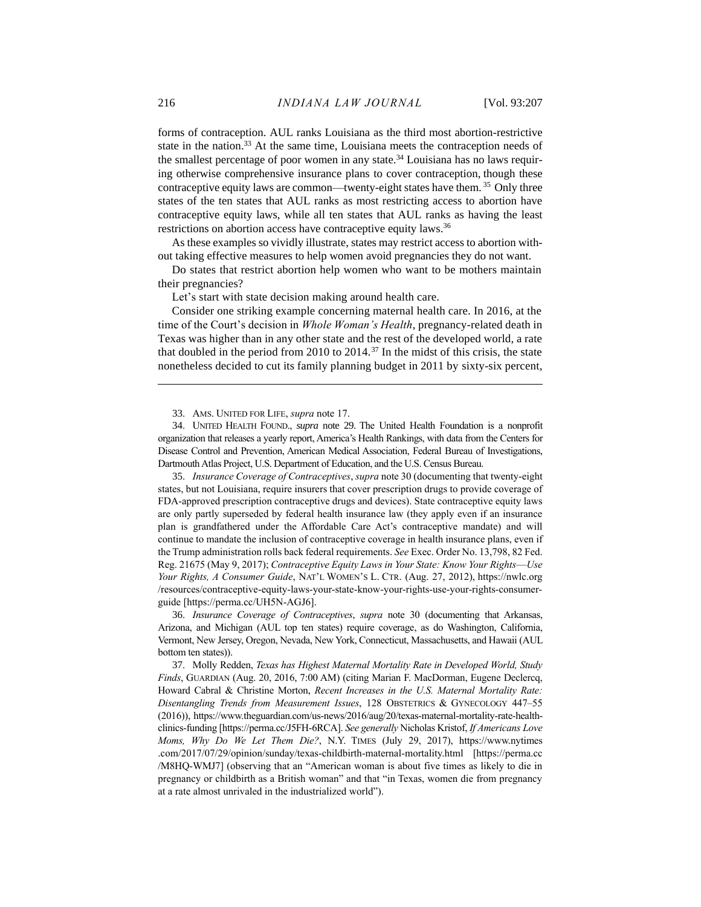forms of contraception. AUL ranks Louisiana as the third most abortion-restrictive state in the nation.[33] At the same time, Louisiana meets the contraception needs of the smallest percentage of poor women in any state.[34] Louisiana has no laws requiring otherwise comprehensive insurance plans to cover contraception, though these contraceptive equity laws are common—twenty-eight states have them.[35] Only three states of the ten states that AUL ranks as most restricting access to abortion have contraceptive equity laws, while all ten states that AUL ranks as having the least restrictions on abortion access have contraceptive equity laws.[36]

As these examples so vividly illustrate, states may restrict access to abortion without taking effective measures to help women avoid pregnancies they do not want.

Do states that restrict abortion help women who want to be mothers maintain their pregnancies?

Let's start with state decision making around health care.

Consider one striking example concerning maternal health care. In 2016, at the time of the Court's decision in *Whole Woman's Health*, pregnancy-related death in Texas was higher than in any other state and the rest of the developed world, a rate that doubled in the period from 2010 to 2014.[37] In the midst of this crisis, the state nonetheless decided to cut its family planning budget in 2011 by sixty-six percent,

---

33. AMS. UNITED FOR LIFE, *supra* note 17.

34. UNITED HEALTH FOUND., *supra* note 29. The United Health Foundation is a nonprofit organization that releases a yearly report, America's Health Rankings, with data from the Centers for Disease Control and Prevention, American Medical Association, Federal Bureau of Investigations, Dartmouth Atlas Project, U.S. Department of Education, and the U.S. Census Bureau.

35. *Insurance Coverage of Contraceptives*, *supra* note 30 (documenting that twenty-eight states, but not Louisiana, require insurers that cover prescription drugs to provide coverage of FDA-approved prescription contraceptive drugs and devices). State contraceptive equity laws are only partly superseded by federal health insurance law (they apply even if an insurance plan is grandfathered under the Affordable Care Act's contraceptive mandate) and will continue to mandate the inclusion of contraceptive coverage in health insurance plans, even if the Trump administration rolls back federal requirements. *See* Exec. Order No. 13,798, 82 Fed. Reg. 21675 (May 9, 2017); *Contraceptive Equity Laws in Your State: Know Your Rights—Use Your Rights, A Consumer Guide*, NAT'L WOMEN'S L. CTR. (Aug. 27, 2012), https://nwlc.org/resources/contraceptive-equity-laws-your-state-know-your-rights-use-your-rights-consumer-guide [https://perma.cc/UH5N-AGJ6].

36. *Insurance Coverage of Contraceptives*, *supra* note 30 (documenting that Arkansas, Arizona, and Michigan (AUL top ten states) require coverage, as do Washington, California, Vermont, New Jersey, Oregon, Nevada, New York, Connecticut, Massachusetts, and Hawaii (AUL bottom ten states)).

37. Molly Redden, *Texas has Highest Maternal Mortality Rate in Developed World, Study Finds*, GUARDIAN (Aug. 20, 2016, 7:00 AM) (citing Marian F. MacDorman, Eugene Declercq, Howard Cabral & Christine Morton, *Recent Increases in the U.S. Maternal Mortality Rate: Disentangling Trends from Measurement Issues*, 128 OBSTETRICS & GYNECOLOGY 447–55 (2016)), https://www.theguardian.com/us-news/2016/aug/20/texas-maternal-mortality-rate-health-clinics-funding [https://perma.cc/J5FH-6RCA]. *See generally* Nicholas Kristof, *If Americans Love Moms, Why Do We Let Them Die?*, N.Y. TIMES (July 29, 2017), https://www.nytimes.com/2017/07/29/opinion/sunday/texas-childbirth-maternal-mortality.html [https://perma.cc/M8HQ-WMJ7] (observing that an "American woman is about five times as likely to die in pregnancy or childbirth as a British woman" and that "in Texas, women die from pregnancy at a rate almost unrivaled in the industrialized world").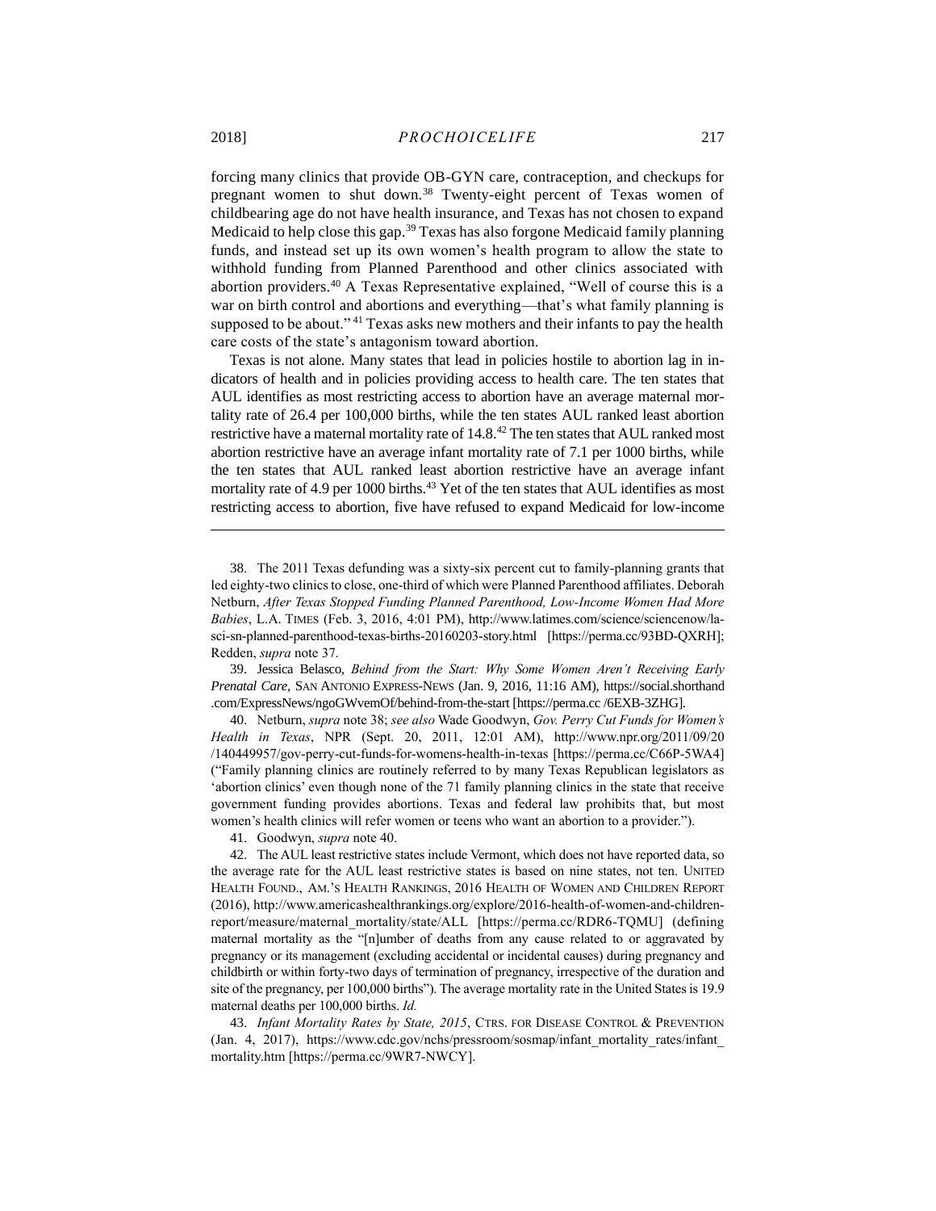forcing many clinics that provide OB-GYN care, contraception, and checkups for pregnant women to shut down.[38] Twenty-eight percent of Texas women of childbearing age do not have health insurance, and Texas has not chosen to expand Medicaid to help close this gap.[39] Texas has also forgone Medicaid family planning funds, and instead set up its own women's health program to allow the state to withhold funding from Planned Parenthood and other clinics associated with abortion providers.[40] A Texas Representative explained, "Well of course this is a war on birth control and abortions and everything—that's what family planning is supposed to be about."[41] Texas asks new mothers and their infants to pay the health care costs of the state's antagonism toward abortion.

Texas is not alone. Many states that lead in policies hostile to abortion lag in indicators of health and in policies providing access to health care. The ten states that AUL identifies as most restricting access to abortion have an average maternal mortality rate of 26.4 per 100,000 births, while the ten states AUL ranked least abortion restrictive have a maternal mortality rate of 14.8.[42] The ten states that AUL ranked most abortion restrictive have an average infant mortality rate of 7.1 per 1000 births, while the ten states that AUL ranked least abortion restrictive have an average infant mortality rate of 4.9 per 1000 births.[43] Yet of the ten states that AUL identifies as most restricting access to abortion, five have refused to expand Medicaid for low-income

---

38. The 2011 Texas defunding was a sixty-six percent cut to family-planning grants that led eighty-two clinics to close, one-third of which were Planned Parenthood affiliates. Deborah Netburn, *After Texas Stopped Funding Planned Parenthood, Low-Income Women Had More Babies*, L.A. TIMES (Feb. 3, 2016, 4:01 PM), http://www.latimes.com/science/sciencenow/la-sci-sn-planned-parenthood-texas-births-20160203-story.html [https://perma.cc/93BD-QXRH]; Redden, *supra* note 37.

39. Jessica Belasco, *Behind from the Start: Why Some Women Aren't Receiving Early Prenatal Care*, SAN ANTONIO EXPRESS-NEWS (Jan. 9, 2016, 11:16 AM), https://social.shorthand.com/ExpressNews/ngoGWvemOf/behind-from-the-start [https://perma.cc/6EXB-3ZHG].

40. Netburn, *supra* note 38; *see also* Wade Goodwyn, *Gov. Perry Cut Funds for Women's Health in Texas*, NPR (Sept. 20, 2011, 12:01 AM), http://www.npr.org/2011/09/20/140449957/gov-perry-cut-funds-for-womens-health-in-texas [https://perma.cc/C66P-5WA4] ("Family planning clinics are routinely referred to by many Texas Republican legislators as 'abortion clinics' even though none of the 71 family planning clinics in the state that receive government funding provides abortions. Texas and federal law prohibits that, but most women's health clinics will refer women or teens who want an abortion to a provider.").

41. Goodwyn, *supra* note 40.

42. The AUL least restrictive states include Vermont, which does not have reported data, so the average rate for the AUL least restrictive states is based on nine states, not ten. UNITED HEALTH FOUND., AM.'S HEALTH RANKINGS, 2016 HEALTH OF WOMEN AND CHILDREN REPORT (2016), http://www.americashealthrankings.org/explore/2016-health-of-women-and-children-report/measure/maternal_mortality/state/ALL [https://perma.cc/RDR6-TQMU] (defining maternal mortality as the "[n]umber of deaths from any cause related to or aggravated by pregnancy or its management (excluding accidental or incidental causes) during pregnancy and childbirth or within forty-two days of termination of pregnancy, irrespective of the duration and site of the pregnancy, per 100,000 births"). The average mortality rate in the United States is 19.9 maternal deaths per 100,000 births. *Id.*

43. *Infant Mortality Rates by State, 2015*, CTRS. FOR DISEASE CONTROL & PREVENTION (Jan. 4, 2017), https://www.cdc.gov/nchs/pressroom/sosmap/infant_mortality_rates/infant_mortality.htm [https://perma.cc/9WR7-NWCY].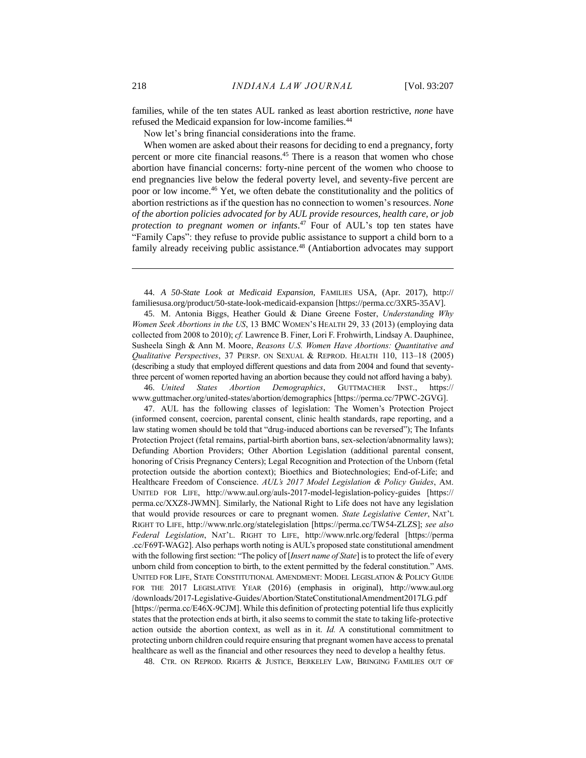families, while of the ten states AUL ranked as least abortion restrictive, *none* have refused the Medicaid expansion for low-income families.[44]

Now let's bring financial considerations into the frame.

When women are asked about their reasons for deciding to end a pregnancy, forty percent or more cite financial reasons.[45] There is a reason that women who chose abortion have financial concerns: forty-nine percent of the women who choose to end pregnancies live below the federal poverty level, and seventy-five percent are poor or low income.[46] Yet, we often debate the constitutionality and the politics of abortion restrictions as if the question has no connection to women's resources. *None of the abortion policies advocated for by AUL provide resources, health care, or job protection to pregnant women or infants*.[47] Four of AUL's top ten states have "Family Caps": they refuse to provide public assistance to support a child born to a family already receiving public assistance.[48] (Antiabortion advocates may support

---

44. *A 50-State Look at Medicaid Expansion*, FAMILIES USA, (Apr. 2017), http://familiesusa.org/product/50-state-look-medicaid-expansion [https://perma.cc/3XR5-35AV].

45. M. Antonia Biggs, Heather Gould & Diane Greene Foster, *Understanding Why Women Seek Abortions in the US*, 13 BMC WOMEN'S HEALTH 29, 33 (2013) (employing data collected from 2008 to 2010); *cf.* Lawrence B. Finer, Lori F. Frohwirth, Lindsay A. Dauphinee, Susheela Singh & Ann M. Moore, *Reasons U.S. Women Have Abortions: Quantitative and Qualitative Perspectives*, 37 PERSP. ON SEXUAL & REPROD. HEALTH 110, 113–18 (2005) (describing a study that employed different questions and data from 2004 and found that seventy-three percent of women reported having an abortion because they could not afford having a baby).

46. *United States Abortion Demographics*, GUTTMACHER INST., https://www.guttmacher.org/united-states/abortion/demographics [https://perma.cc/7PWC-2GVG].

47. AUL has the following classes of legislation: The Women's Protection Project (informed consent, coercion, parental consent, clinic health standards, rape reporting, and a law stating women should be told that "drug-induced abortions can be reversed"); The Infants Protection Project (fetal remains, partial-birth abortion bans, sex-selection/abnormality laws); Defunding Abortion Providers; Other Abortion Legislation (additional parental consent, honoring of Crisis Pregnancy Centers); Legal Recognition and Protection of the Unborn (fetal protection outside the abortion context); Bioethics and Biotechnologies; End-of-Life; and Healthcare Freedom of Conscience. *AUL's 2017 Model Legislation & Policy Guides*, AM. UNITED FOR LIFE, http://www.aul.org/auls-2017-model-legislation-policy-guides [https://perma.cc/XXZ8-JWMN]. Similarly, the National Right to Life does not have any legislation that would provide resources or care to pregnant women. *State Legislative Center*, NAT'L RIGHT TO LIFE, http://www.nrlc.org/statelegislation [https://perma.cc/TW54-ZLZS]; *see also Federal Legislation*, NAT'L. RIGHT TO LIFE, http://www.nrlc.org/federal [https://perma.cc/F69T-WAG2]. Also perhaps worth noting is AUL's proposed state constitutional amendment with the following first section: "The policy of [*Insert name of State*] is to protect the life of every unborn child from conception to birth, to the extent permitted by the federal constitution." AMS. UNITED FOR LIFE, STATE CONSTITUTIONAL AMENDMENT: MODEL LEGISLATION & POLICY GUIDE FOR THE 2017 LEGISLATIVE YEAR (2016) (emphasis in original), http://www.aul.org/downloads/2017-Legislative-Guides/Abortion/StateConstitutionalAmendment2017LG.pdf [https://perma.cc/E46X-9CJM]. While this definition of protecting potential life thus explicitly states that the protection ends at birth, it also seems to commit the state to taking life-protective action outside the abortion context, as well as in it. *Id.* A constitutional commitment to protecting unborn children could require ensuring that pregnant women have access to prenatal healthcare as well as the financial and other resources they need to develop a healthy fetus.

48. CTR. ON REPROD. RIGHTS & JUSTICE, BERKELEY LAW, BRINGING FAMILIES OUT OF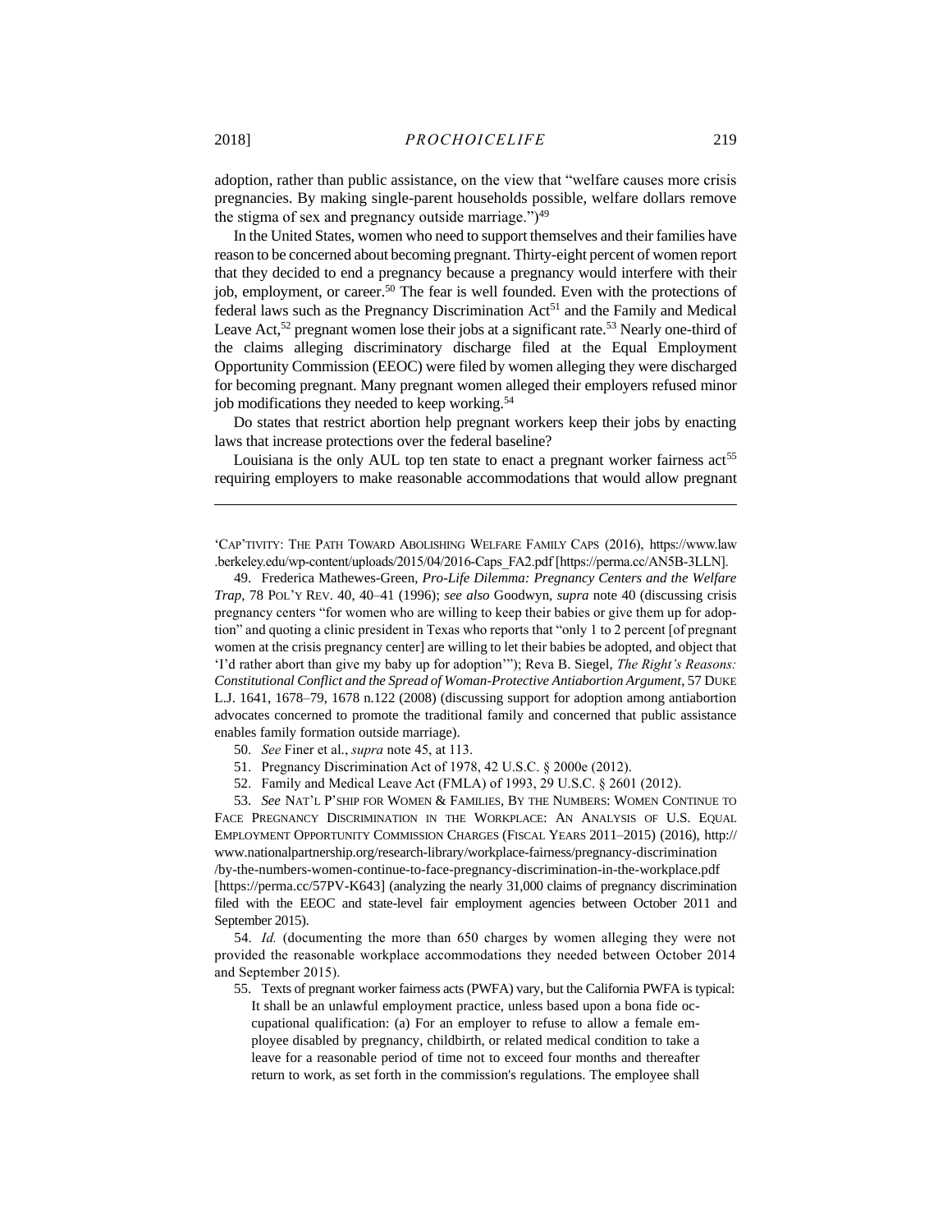adoption, rather than public assistance, on the view that "welfare causes more crisis pregnancies. By making single-parent households possible, welfare dollars remove the stigma of sex and pregnancy outside marriage.")[49]

In the United States, women who need to support themselves and their families have reason to be concerned about becoming pregnant. Thirty-eight percent of women report that they decided to end a pregnancy because a pregnancy would interfere with their job, employment, or career.[50] The fear is well founded. Even with the protections of federal laws such as the Pregnancy Discrimination Act[51] and the Family and Medical Leave Act,[52] pregnant women lose their jobs at a significant rate.[53] Nearly one-third of the claims alleging discriminatory discharge filed at the Equal Employment Opportunity Commission (EEOC) were filed by women alleging they were discharged for becoming pregnant. Many pregnant women alleged their employers refused minor job modifications they needed to keep working.[54]

Do states that restrict abortion help pregnant workers keep their jobs by enacting laws that increase protections over the federal baseline?

Louisiana is the only AUL top ten state to enact a pregnant worker fairness act[55] requiring employers to make reasonable accommodations that would allow pregnant

---

'CAP'TIVITY: THE PATH TOWARD ABOLISHING WELFARE FAMILY CAPS (2016), https://www.law.berkeley.edu/wp-content/uploads/2015/04/2016-Caps_FA2.pdf [https://perma.cc/AN5B-3LLN].

49. Frederica Mathewes-Green, *Pro-Life Dilemma: Pregnancy Centers and the Welfare Trap*, 78 POL'Y REV. 40, 40–41 (1996); *see also* Goodwyn, *supra* note 40 (discussing crisis pregnancy centers "for women who are willing to keep their babies or give them up for adoption" and quoting a clinic president in Texas who reports that "only 1 to 2 percent [of pregnant women at the crisis pregnancy center] are willing to let their babies be adopted, and object that 'I'd rather abort than give my baby up for adoption'"); Reva B. Siegel, *The Right's Reasons: Constitutional Conflict and the Spread of Woman-Protective Antiabortion Argument*, 57 DUKE L.J. 1641, 1678–79, 1678 n.122 (2008) (discussing support for adoption among antiabortion advocates concerned to promote the traditional family and concerned that public assistance enables family formation outside marriage).

50. *See* Finer et al., *supra* note 45, at 113.

51. Pregnancy Discrimination Act of 1978, 42 U.S.C. § 2000e (2012).

52. Family and Medical Leave Act (FMLA) of 1993, 29 U.S.C. § 2601 (2012).

53. *See* NAT'L P'SHIP FOR WOMEN & FAMILIES, BY THE NUMBERS: WOMEN CONTINUE TO FACE PREGNANCY DISCRIMINATION IN THE WORKPLACE: AN ANALYSIS OF U.S. EQUAL EMPLOYMENT OPPORTUNITY COMMISSION CHARGES (FISCAL YEARS 2011–2015) (2016), http://www.nationalpartnership.org/research-library/workplace-fairness/pregnancy-discrimination/by-the-numbers-women-continue-to-face-pregnancy-discrimination-in-the-workplace.pdf [https://perma.cc/57PV-K643] (analyzing the nearly 31,000 claims of pregnancy discrimination filed with the EEOC and state-level fair employment agencies between October 2011 and September 2015).

54. *Id.* (documenting the more than 650 charges by women alleging they were not provided the reasonable workplace accommodations they needed between October 2014 and September 2015).

55. Texts of pregnant worker fairness acts (PWFA) vary, but the California PWFA is typical:

> It shall be an unlawful employment practice, unless based upon a bona fide occupational qualification: (a) For an employer to refuse to allow a female employee disabled by pregnancy, childbirth, or related medical condition to take a leave for a reasonable period of time not to exceed four months and thereafter return to work, as set forth in the commission's regulations. The employee shall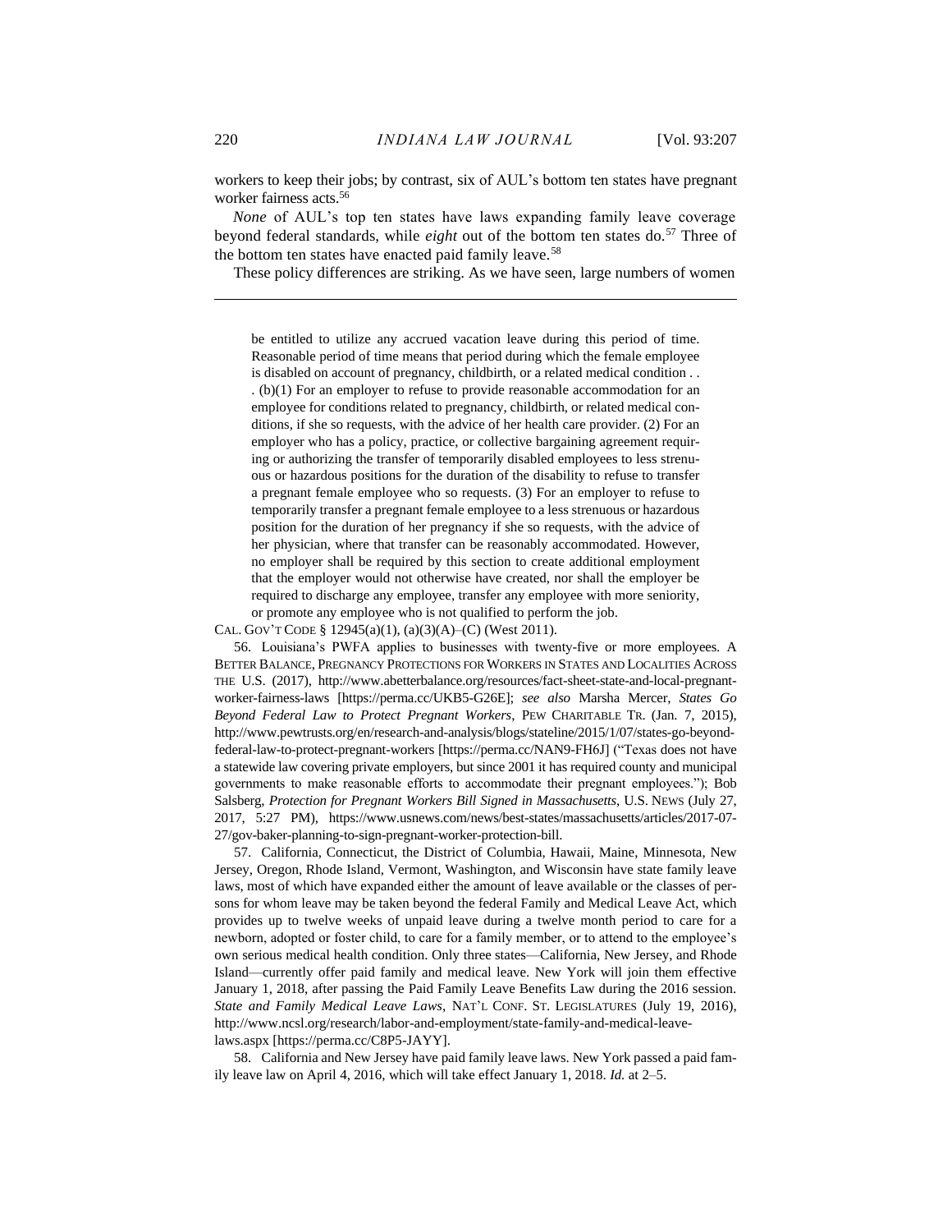workers to keep their jobs; by contrast, six of AUL's bottom ten states have pregnant worker fairness acts.[56]

*None* of AUL's top ten states have laws expanding family leave coverage beyond federal standards, while *eight* out of the bottom ten states do.[57] Three of the bottom ten states have enacted paid family leave.[58]

These policy differences are striking. As we have seen, large numbers of women

---

> be entitled to utilize any accrued vacation leave during this period of time. Reasonable period of time means that period during which the female employee is disabled on account of pregnancy, childbirth, or a related medical condition . . . (b)(1) For an employer to refuse to provide reasonable accommodation for an employee for conditions related to pregnancy, childbirth, or related medical conditions, if she so requests, with the advice of her health care provider. (2) For an employer who has a policy, practice, or collective bargaining agreement requiring or authorizing the transfer of temporarily disabled employees to less strenuous or hazardous positions for the duration of the disability to refuse to transfer a pregnant female employee who so requests. (3) For an employer to refuse to temporarily transfer a pregnant female employee to a less strenuous or hazardous position for the duration of her pregnancy if she so requests, with the advice of her physician, where that transfer can be reasonably accommodated. However, no employer shall be required by this section to create additional employment that the employer would not otherwise have created, nor shall the employer be required to discharge any employee, transfer any employee with more seniority, or promote any employee who is not qualified to perform the job.

CAL. GOV'T CODE § 12945(a)(1), (a)(3)(A)–(C) (West 2011).

56. Louisiana's PWFA applies to businesses with twenty-five or more employees. A BETTER BALANCE, PREGNANCY PROTECTIONS FOR WORKERS IN STATES AND LOCALITIES ACROSS THE U.S. (2017), http://www.abetterbalance.org/resources/fact-sheet-state-and-local-pregnant-worker-fairness-laws [https://perma.cc/UKB5-G26E]; *see also* Marsha Mercer, *States Go Beyond Federal Law to Protect Pregnant Workers*, PEW CHARITABLE TR. (Jan. 7, 2015), http://www.pewtrusts.org/en/research-and-analysis/blogs/stateline/2015/1/07/states-go-beyond-federal-law-to-protect-pregnant-workers [https://perma.cc/NAN9-FH6J] ("Texas does not have a statewide law covering private employers, but since 2001 it has required county and municipal governments to make reasonable efforts to accommodate their pregnant employees."); Bob Salsberg, *Protection for Pregnant Workers Bill Signed in Massachusetts*, U.S. NEWS (July 27, 2017, 5:27 PM), https://www.usnews.com/news/best-states/massachusetts/articles/2017-07-27/gov-baker-planning-to-sign-pregnant-worker-protection-bill.

57. California, Connecticut, the District of Columbia, Hawaii, Maine, Minnesota, New Jersey, Oregon, Rhode Island, Vermont, Washington, and Wisconsin have state family leave laws, most of which have expanded either the amount of leave available or the classes of persons for whom leave may be taken beyond the federal Family and Medical Leave Act, which provides up to twelve weeks of unpaid leave during a twelve month period to care for a newborn, adopted or foster child, to care for a family member, or to attend to the employee's own serious medical health condition. Only three states—California, New Jersey, and Rhode Island—currently offer paid family and medical leave. New York will join them effective January 1, 2018, after passing the Paid Family Leave Benefits Law during the 2016 session. *State and Family Medical Leave Laws*, NAT'L CONF. ST. LEGISLATURES (July 19, 2016), http://www.ncsl.org/research/labor-and-employment/state-family-and-medical-leave-laws.aspx [https://perma.cc/C8P5-JAYY].

58. California and New Jersey have paid family leave laws. New York passed a paid family leave law on April 4, 2016, which will take effect January 1, 2018. *Id.* at 2–5.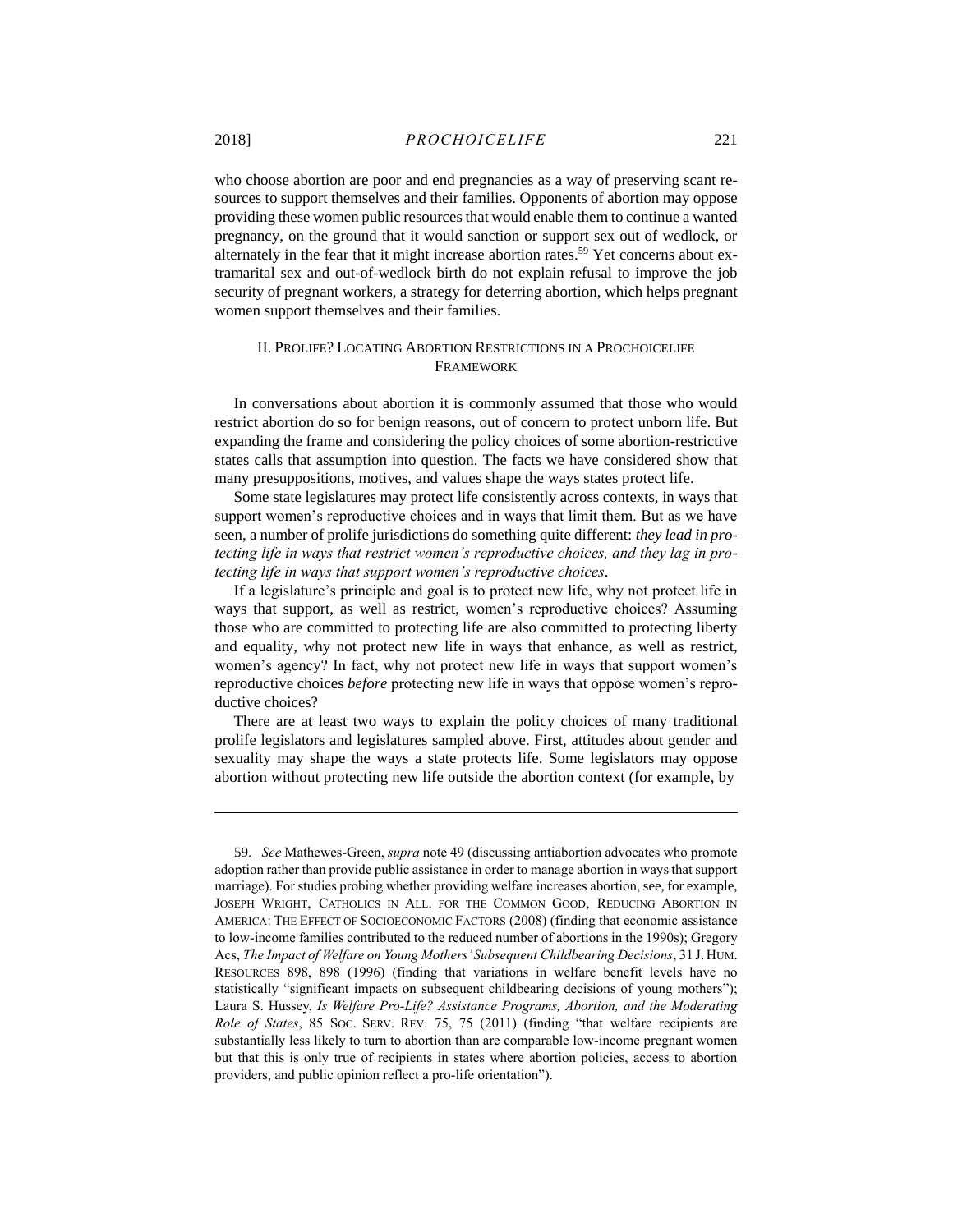who choose abortion are poor and end pregnancies as a way of preserving scant resources to support themselves and their families. Opponents of abortion may oppose providing these women public resources that would enable them to continue a wanted pregnancy, on the ground that it would sanction or support sex out of wedlock, or alternately in the fear that it might increase abortion rates.[59] Yet concerns about extramarital sex and out-of-wedlock birth do not explain refusal to improve the job security of pregnant workers, a strategy for deterring abortion, which helps pregnant women support themselves and their families.

## II. PROLIFE? LOCATING ABORTION RESTRICTIONS IN A PROCHOICELIFE FRAMEWORK

In conversations about abortion it is commonly assumed that those who would restrict abortion do so for benign reasons, out of concern to protect unborn life. But expanding the frame and considering the policy choices of some abortion-restrictive states calls that assumption into question. The facts we have considered show that many presuppositions, motives, and values shape the ways states protect life.

Some state legislatures may protect life consistently across contexts, in ways that support women's reproductive choices and in ways that limit them. But as we have seen, a number of prolife jurisdictions do something quite different: *they lead in protecting life in ways that restrict women's reproductive choices, and they lag in protecting life in ways that support women's reproductive choices*.

If a legislature's principle and goal is to protect new life, why not protect life in ways that support, as well as restrict, women's reproductive choices? Assuming those who are committed to protecting life are also committed to protecting liberty and equality, why not protect new life in ways that enhance, as well as restrict, women's agency? In fact, why not protect new life in ways that support women's reproductive choices *before* protecting new life in ways that oppose women's reproductive choices?

There are at least two ways to explain the policy choices of many traditional prolife legislators and legislatures sampled above. First, attitudes about gender and sexuality may shape the ways a state protects life. Some legislators may oppose abortion without protecting new life outside the abortion context (for example, by

---

59. *See* Mathewes-Green, *supra* note 49 (discussing antiabortion advocates who promote adoption rather than provide public assistance in order to manage abortion in ways that support marriage). For studies probing whether providing welfare increases abortion, see, for example, JOSEPH WRIGHT, CATHOLICS IN ALL. FOR THE COMMON GOOD, REDUCING ABORTION IN AMERICA: THE EFFECT OF SOCIOECONOMIC FACTORS (2008) (finding that economic assistance to low-income families contributed to the reduced number of abortions in the 1990s); Gregory Acs, *The Impact of Welfare on Young Mothers' Subsequent Childbearing Decisions*, 31 J. HUM. RESOURCES 898, 898 (1996) (finding that variations in welfare benefit levels have no statistically "significant impacts on subsequent childbearing decisions of young mothers"); Laura S. Hussey, *Is Welfare Pro-Life? Assistance Programs, Abortion, and the Moderating Role of States*, 85 SOC. SERV. REV. 75, 75 (2011) (finding "that welfare recipients are substantially less likely to turn to abortion than are comparable low-income pregnant women but that this is only true of recipients in states where abortion policies, access to abortion providers, and public opinion reflect a pro-life orientation").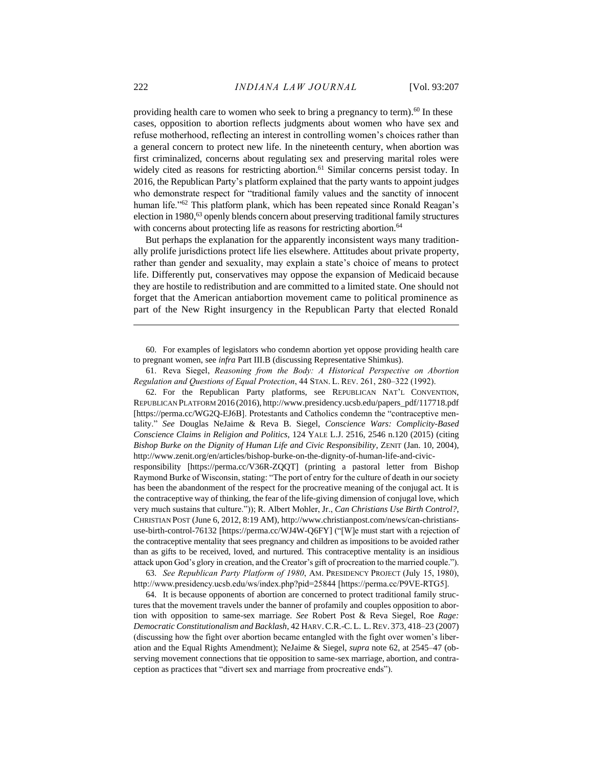providing health care to women who seek to bring a pregnancy to term).[60] In these cases, opposition to abortion reflects judgments about women who have sex and refuse motherhood, reflecting an interest in controlling women's choices rather than a general concern to protect new life. In the nineteenth century, when abortion was first criminalized, concerns about regulating sex and preserving marital roles were widely cited as reasons for restricting abortion.[61] Similar concerns persist today. In 2016, the Republican Party's platform explained that the party wants to appoint judges who demonstrate respect for "traditional family values and the sanctity of innocent human life."[62] This platform plank, which has been repeated since Ronald Reagan's election in 1980,[63] openly blends concern about preserving traditional family structures with concerns about protecting life as reasons for restricting abortion.[64]

But perhaps the explanation for the apparently inconsistent ways many traditionally prolife jurisdictions protect life lies elsewhere. Attitudes about private property, rather than gender and sexuality, may explain a state's choice of means to protect life. Differently put, conservatives may oppose the expansion of Medicaid because they are hostile to redistribution and are committed to a limited state. One should not forget that the American antiabortion movement came to political prominence as part of the New Right insurgency in the Republican Party that elected Ronald

---

60. For examples of legislators who condemn abortion yet oppose providing health care to pregnant women, see *infra* Part III.B (discussing Representative Shimkus).

61. Reva Siegel, *Reasoning from the Body: A Historical Perspective on Abortion Regulation and Questions of Equal Protection*, 44 STAN. L. REV. 261, 280–322 (1992).

62. For the Republican Party platforms, see REPUBLICAN NAT'L CONVENTION, REPUBLICAN PLATFORM 2016 (2016), http://www.presidency.ucsb.edu/papers_pdf/117718.pdf [https://perma.cc/WG2Q-EJ6B]. Protestants and Catholics condemn the "contraceptive mentality." *See* Douglas NeJaime & Reva B. Siegel, *Conscience Wars: Complicity-Based Conscience Claims in Religion and Politics*, 124 YALE L.J. 2516, 2546 n.120 (2015) (citing *Bishop Burke on the Dignity of Human Life and Civic Responsibility*, ZENIT (Jan. 10, 2004), http://www.zenit.org/en/articles/bishop-burke-on-the-dignity-of-human-life-and-civic-responsibility [https://perma.cc/V36R-ZQQT] (printing a pastoral letter from Bishop Raymond Burke of Wisconsin, stating: "The port of entry for the culture of death in our society has been the abandonment of the respect for the procreative meaning of the conjugal act. It is the contraceptive way of thinking, the fear of the life-giving dimension of conjugal love, which very much sustains that culture.")); R. Albert Mohler, Jr., *Can Christians Use Birth Control?*, CHRISTIAN POST (June 6, 2012, 8:19 AM), http://www.christianpost.com/news/can-christians-use-birth-control-76132 [https://perma.cc/WJ4W-Q6FY] ("[W]e must start with a rejection of the contraceptive mentality that sees pregnancy and children as impositions to be avoided rather than as gifts to be received, loved, and nurtured. This contraceptive mentality is an insidious attack upon God's glory in creation, and the Creator's gift of procreation to the married couple.").

63. *See Republican Party Platform of 1980*, AM. PRESIDENCY PROJECT (July 15, 1980), http://www.presidency.ucsb.edu/ws/index.php?pid=25844 [https://perma.cc/P9VE-RTG5].

64. It is because opponents of abortion are concerned to protect traditional family structures that the movement travels under the banner of profamily and couples opposition to abortion with opposition to same-sex marriage. *See* Robert Post & Reva Siegel, Roe *Rage: Democratic Constitutionalism and Backlash*, 42 HARV. C.R.-C. L. L. REV. 373, 418–23 (2007) (discussing how the fight over abortion became entangled with the fight over women's liberation and the Equal Rights Amendment); NeJaime & Siegel, *supra* note 62, at 2545–47 (observing movement connections that tie opposition to same-sex marriage, abortion, and contraception as practices that "divert sex and marriage from procreative ends").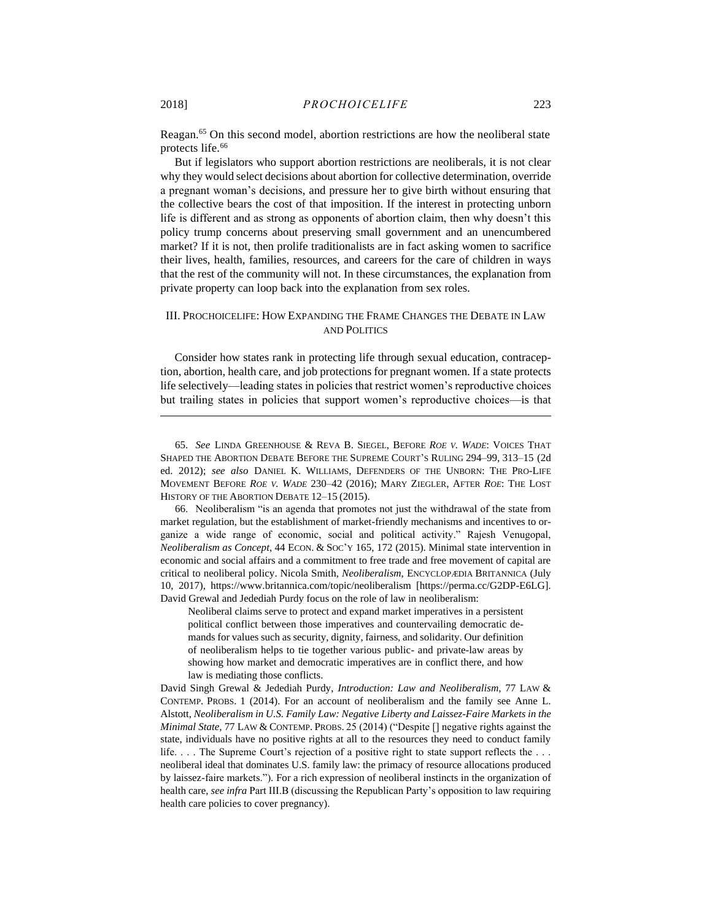Reagan.[65] On this second model, abortion restrictions are how the neoliberal state protects life.[66]

But if legislators who support abortion restrictions are neoliberals, it is not clear why they would select decisions about abortion for collective determination, override a pregnant woman's decisions, and pressure her to give birth without ensuring that the collective bears the cost of that imposition. If the interest in protecting unborn life is different and as strong as opponents of abortion claim, then why doesn't this policy trump concerns about preserving small government and an unencumbered market? If it is not, then prolife traditionalists are in fact asking women to sacrifice their lives, health, families, resources, and careers for the care of children in ways that the rest of the community will not. In these circumstances, the explanation from private property can loop back into the explanation from sex roles.

## III. Prochoicelife: How Expanding the Frame Changes the Debate in Law and Politics

Consider how states rank in protecting life through sexual education, contraception, abortion, health care, and job protections for pregnant women. If a state protects life selectively—leading states in policies that restrict women's reproductive choices but trailing states in policies that support women's reproductive choices—is that

---

65. *See* Linda Greenhouse & Reva B. Siegel, Before *Roe v. Wade*: Voices That Shaped the Abortion Debate Before the Supreme Court's Ruling 294–99, 313–15 (2d ed. 2012); *see also* Daniel K. Williams, Defenders of the Unborn: The Pro-Life Movement Before *Roe v. Wade* 230–42 (2016); Mary Ziegler, After *Roe*: The Lost History of the Abortion Debate 12–15 (2015).

66. Neoliberalism "is an agenda that promotes not just the withdrawal of the state from market regulation, but the establishment of market-friendly mechanisms and incentives to organize a wide range of economic, social and political activity." Rajesh Venugopal, *Neoliberalism as Concept*, 44 Econ. & Soc'y 165, 172 (2015). Minimal state intervention in economic and social affairs and a commitment to free trade and free movement of capital are critical to neoliberal policy. Nicola Smith, *Neoliberalism*, Encyclopædia Britannica (July 10, 2017), https://www.britannica.com/topic/neoliberalism [https://perma.cc/G2DP-E6LG]. David Grewal and Jedediah Purdy focus on the role of law in neoliberalism:

> Neoliberal claims serve to protect and expand market imperatives in a persistent political conflict between those imperatives and countervailing democratic demands for values such as security, dignity, fairness, and solidarity. Our definition of neoliberalism helps to tie together various public- and private-law areas by showing how market and democratic imperatives are in conflict there, and how law is mediating those conflicts.

David Singh Grewal & Jedediah Purdy, *Introduction: Law and Neoliberalism*, 77 Law & Contemp. Probs. 1 (2014). For an account of neoliberalism and the family see Anne L. Alstott, *Neoliberalism in U.S. Family Law: Negative Liberty and Laissez-Faire Markets in the Minimal State*, 77 Law & Contemp. Probs. 25 (2014) ("Despite [] negative rights against the state, individuals have no positive rights at all to the resources they need to conduct family life. . . . The Supreme Court's rejection of a positive right to state support reflects the . . . neoliberal ideal that dominates U.S. family law: the primacy of resource allocations produced by laissez-faire markets."). For a rich expression of neoliberal instincts in the organization of health care, *see infra* Part III.B (discussing the Republican Party's opposition to law requiring health care policies to cover pregnancy).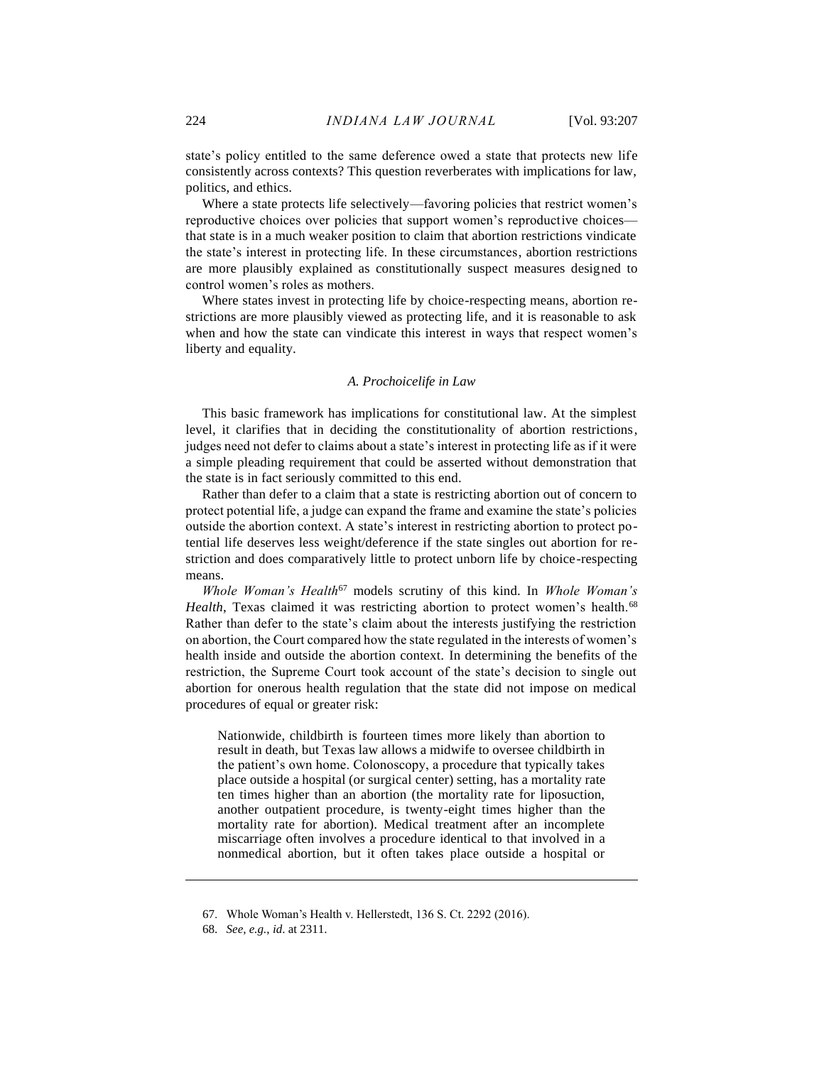state's policy entitled to the same deference owed a state that protects new life consistently across contexts? This question reverberates with implications for law, politics, and ethics.

Where a state protects life selectively—favoring policies that restrict women's reproductive choices over policies that support women's reproductive choices—that state is in a much weaker position to claim that abortion restrictions vindicate the state's interest in protecting life. In these circumstances, abortion restrictions are more plausibly explained as constitutionally suspect measures designed to control women's roles as mothers.

Where states invest in protecting life by choice-respecting means, abortion restrictions are more plausibly viewed as protecting life, and it is reasonable to ask when and how the state can vindicate this interest in ways that respect women's liberty and equality.

### *A. Prochoicelife in Law*

This basic framework has implications for constitutional law. At the simplest level, it clarifies that in deciding the constitutionality of abortion restrictions, judges need not defer to claims about a state's interest in protecting life as if it were a simple pleading requirement that could be asserted without demonstration that the state is in fact seriously committed to this end.

Rather than defer to a claim that a state is restricting abortion out of concern to protect potential life, a judge can expand the frame and examine the state's policies outside the abortion context. A state's interest in restricting abortion to protect potential life deserves less weight/deference if the state singles out abortion for restriction and does comparatively little to protect unborn life by choice-respecting means.

*Whole Woman's Health*[67] models scrutiny of this kind. In *Whole Woman's Health*, Texas claimed it was restricting abortion to protect women's health.[68] Rather than defer to the state's claim about the interests justifying the restriction on abortion, the Court compared how the state regulated in the interests of women's health inside and outside the abortion context. In determining the benefits of the restriction, the Supreme Court took account of the state's decision to single out abortion for onerous health regulation that the state did not impose on medical procedures of equal or greater risk:

> Nationwide, childbirth is fourteen times more likely than abortion to result in death, but Texas law allows a midwife to oversee childbirth in the patient's own home. Colonoscopy, a procedure that typically takes place outside a hospital (or surgical center) setting, has a mortality rate ten times higher than an abortion (the mortality rate for liposuction, another outpatient procedure, is twenty-eight times higher than the mortality rate for abortion). Medical treatment after an incomplete miscarriage often involves a procedure identical to that involved in a nonmedical abortion, but it often takes place outside a hospital or

---

67. Whole Woman's Health v. Hellerstedt, 136 S. Ct. 2292 (2016).

68. *See, e.g.*, *id.* at 2311.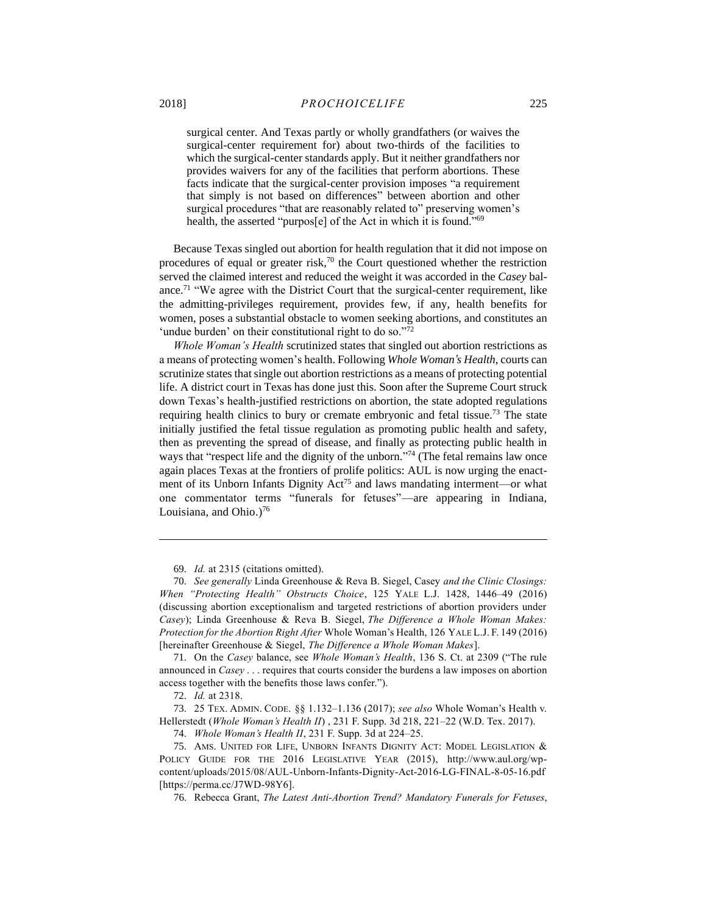> surgical center. And Texas partly or wholly grandfathers (or waives the surgical-center requirement for) about two-thirds of the facilities to which the surgical-center standards apply. But it neither grandfathers nor provides waivers for any of the facilities that perform abortions. These facts indicate that the surgical-center provision imposes "a requirement that simply is not based on differences" between abortion and other surgical procedures "that are reasonably related to" preserving women's health, the asserted "purpos[e] of the Act in which it is found."[69]

Because Texas singled out abortion for health regulation that it did not impose on procedures of equal or greater risk,[70] the Court questioned whether the restriction served the claimed interest and reduced the weight it was accorded in the *Casey* balance.[71] "We agree with the District Court that the surgical-center requirement, like the admitting-privileges requirement, provides few, if any, health benefits for women, poses a substantial obstacle to women seeking abortions, and constitutes an 'undue burden' on their constitutional right to do so."[72]

*Whole Woman's Health* scrutinized states that singled out abortion restrictions as a means of protecting women's health. Following *Whole Woman's Health*, courts can scrutinize states that single out abortion restrictions as a means of protecting potential life. A district court in Texas has done just this. Soon after the Supreme Court struck down Texas's health-justified restrictions on abortion, the state adopted regulations requiring health clinics to bury or cremate embryonic and fetal tissue.[73] The state initially justified the fetal tissue regulation as promoting public health and safety, then as preventing the spread of disease, and finally as protecting public health in ways that "respect life and the dignity of the unborn."[74] (The fetal remains law once again places Texas at the frontiers of prolife politics: AUL is now urging the enactment of its Unborn Infants Dignity Act[75] and laws mandating interment—or what one commentator terms "funerals for fetuses"—are appearing in Indiana, Louisiana, and Ohio.)[76]

---

69. *Id.* at 2315 (citations omitted).

70. *See generally* Linda Greenhouse & Reva B. Siegel, Casey *and the Clinic Closings: When "Protecting Health" Obstructs Choice*, 125 YALE L.J. 1428, 1446–49 (2016) (discussing abortion exceptionalism and targeted restrictions of abortion providers under *Casey*); Linda Greenhouse & Reva B. Siegel, *The Difference a Whole Woman Makes: Protection for the Abortion Right After* Whole Woman's Health, 126 YALE L.J. F. 149 (2016) [hereinafter Greenhouse & Siegel, *The Difference a Whole Woman Makes*].

71. On the *Casey* balance, see *Whole Woman's Health*, 136 S. Ct. at 2309 ("The rule announced in *Casey* . . . requires that courts consider the burdens a law imposes on abortion access together with the benefits those laws confer.").

72. *Id.* at 2318.

73. 25 TEX. ADMIN. CODE. §§ 1.132–1.136 (2017); *see also* Whole Woman's Health v. Hellerstedt (*Whole Woman's Health II*) , 231 F. Supp. 3d 218, 221–22 (W.D. Tex. 2017).

74. *Whole Woman's Health II*, 231 F. Supp. 3d at 224–25.

75. AMS. UNITED FOR LIFE, UNBORN INFANTS DIGNITY ACT: MODEL LEGISLATION & POLICY GUIDE FOR THE 2016 LEGISLATIVE YEAR (2015), http://www.aul.org/wp-content/uploads/2015/08/AUL-Unborn-Infants-Dignity-Act-2016-LG-FINAL-8-05-16.pdf [https://perma.cc/J7WD-98Y6].

76. Rebecca Grant, *The Latest Anti-Abortion Trend? Mandatory Funerals for Fetuses*,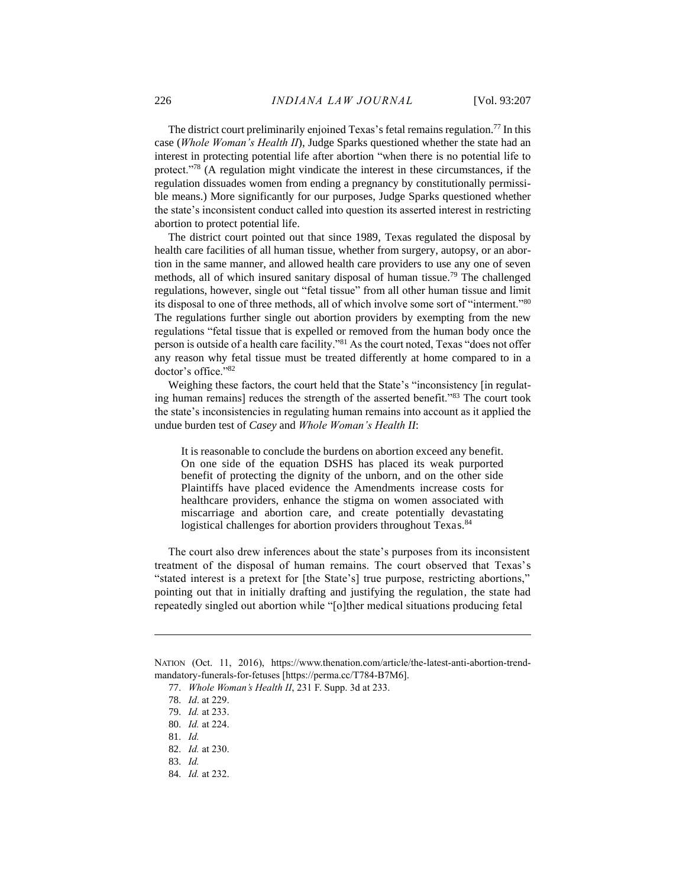The district court preliminarily enjoined Texas's fetal remains regulation.[77] In this case (*Whole Woman's Health II*), Judge Sparks questioned whether the state had an interest in protecting potential life after abortion "when there is no potential life to protect."[78] (A regulation might vindicate the interest in these circumstances, if the regulation dissuades women from ending a pregnancy by constitutionally permissible means.) More significantly for our purposes, Judge Sparks questioned whether the state's inconsistent conduct called into question its asserted interest in restricting abortion to protect potential life.

The district court pointed out that since 1989, Texas regulated the disposal by health care facilities of all human tissue, whether from surgery, autopsy, or an abortion in the same manner, and allowed health care providers to use any one of seven methods, all of which insured sanitary disposal of human tissue.[79] The challenged regulations, however, single out "fetal tissue" from all other human tissue and limit its disposal to one of three methods, all of which involve some sort of "interment."[80] The regulations further single out abortion providers by exempting from the new regulations "fetal tissue that is expelled or removed from the human body once the person is outside of a health care facility."[81] As the court noted, Texas "does not offer any reason why fetal tissue must be treated differently at home compared to in a doctor's office."[82]

Weighing these factors, the court held that the State's "inconsistency [in regulating human remains] reduces the strength of the asserted benefit."[83] The court took the state's inconsistencies in regulating human remains into account as it applied the undue burden test of *Casey* and *Whole Woman's Health II*:

> It is reasonable to conclude the burdens on abortion exceed any benefit. On one side of the equation DSHS has placed its weak purported benefit of protecting the dignity of the unborn, and on the other side Plaintiffs have placed evidence the Amendments increase costs for healthcare providers, enhance the stigma on women associated with miscarriage and abortion care, and create potentially devastating logistical challenges for abortion providers throughout Texas.[84]

The court also drew inferences about the state's purposes from its inconsistent treatment of the disposal of human remains. The court observed that Texas's "stated interest is a pretext for [the State's] true purpose, restricting abortions," pointing out that in initially drafting and justifying the regulation, the state had repeatedly singled out abortion while "[o]ther medical situations producing fetal

---

NATION (Oct. 11, 2016), https://www.thenation.com/article/the-latest-anti-abortion-trend-mandatory-funerals-for-fetuses [https://perma.cc/T784-B7M6].

77. *Whole Woman's Health II*, 231 F. Supp. 3d at 233.

78. *Id*. at 229.

79. *Id.* at 233.

80. *Id.* at 224.

81. *Id.*

82. *Id.* at 230.

83. *Id.*

84. *Id.* at 232.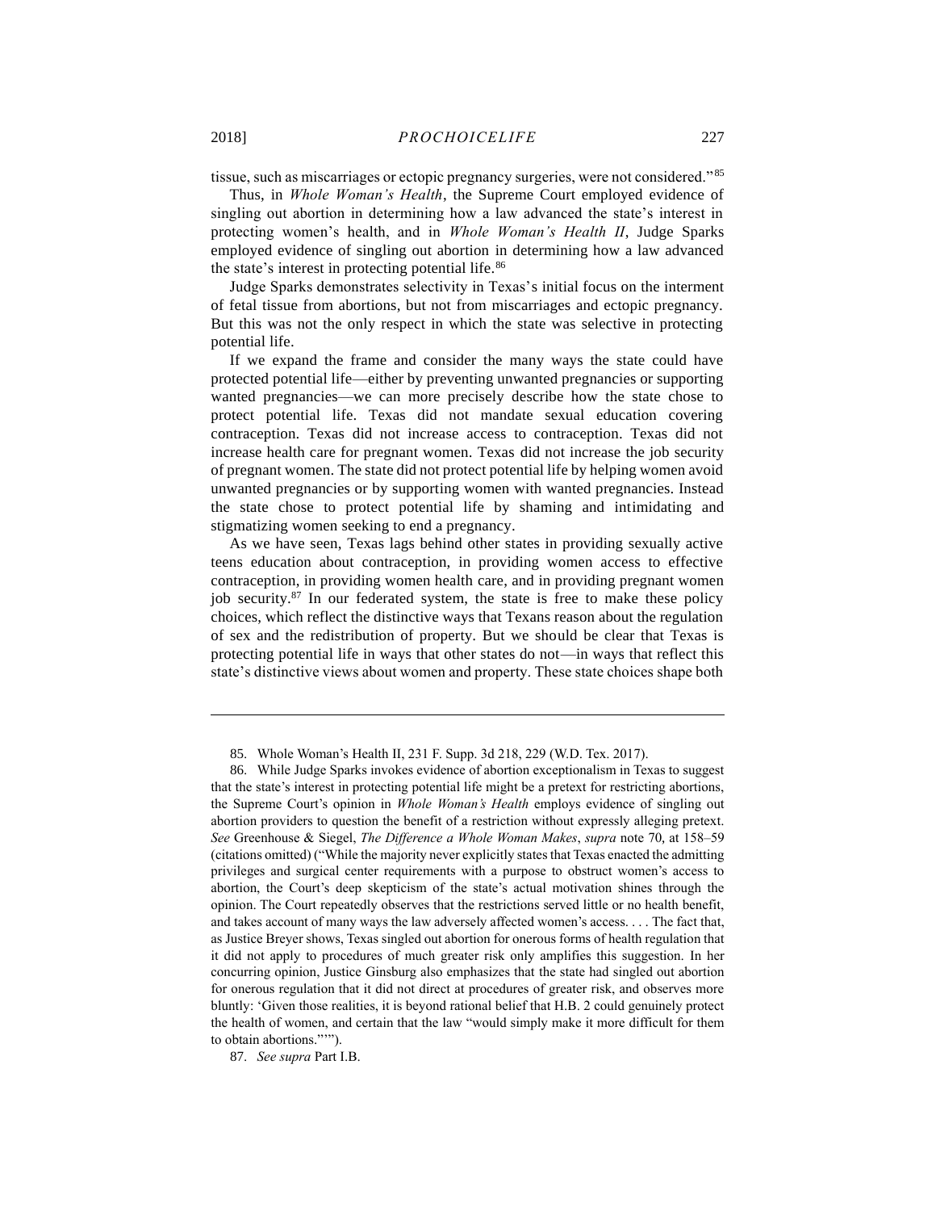tissue, such as miscarriages or ectopic pregnancy surgeries, were not considered."[85]

Thus, in *Whole Woman's Health*, the Supreme Court employed evidence of singling out abortion in determining how a law advanced the state's interest in protecting women's health, and in *Whole Woman's Health II*, Judge Sparks employed evidence of singling out abortion in determining how a law advanced the state's interest in protecting potential life.[86]

Judge Sparks demonstrates selectivity in Texas's initial focus on the interment of fetal tissue from abortions, but not from miscarriages and ectopic pregnancy. But this was not the only respect in which the state was selective in protecting potential life.

If we expand the frame and consider the many ways the state could have protected potential life—either by preventing unwanted pregnancies or supporting wanted pregnancies—we can more precisely describe how the state chose to protect potential life. Texas did not mandate sexual education covering contraception. Texas did not increase access to contraception. Texas did not increase health care for pregnant women. Texas did not increase the job security of pregnant women. The state did not protect potential life by helping women avoid unwanted pregnancies or by supporting women with wanted pregnancies. Instead the state chose to protect potential life by shaming and intimidating and stigmatizing women seeking to end a pregnancy.

As we have seen, Texas lags behind other states in providing sexually active teens education about contraception, in providing women access to effective contraception, in providing women health care, and in providing pregnant women job security.[87] In our federated system, the state is free to make these policy choices, which reflect the distinctive ways that Texans reason about the regulation of sex and the redistribution of property. But we should be clear that Texas is protecting potential life in ways that other states do not—in ways that reflect this state's distinctive views about women and property. These state choices shape both

---

85. Whole Woman's Health II, 231 F. Supp. 3d 218, 229 (W.D. Tex. 2017).

86. While Judge Sparks invokes evidence of abortion exceptionalism in Texas to suggest that the state's interest in protecting potential life might be a pretext for restricting abortions, the Supreme Court's opinion in *Whole Woman's Health* employs evidence of singling out abortion providers to question the benefit of a restriction without expressly alleging pretext. *See* Greenhouse & Siegel, *The Difference a Whole Woman Makes*, *supra* note 70, at 158–59 (citations omitted) ("While the majority never explicitly states that Texas enacted the admitting privileges and surgical center requirements with a purpose to obstruct women's access to abortion, the Court's deep skepticism of the state's actual motivation shines through the opinion. The Court repeatedly observes that the restrictions served little or no health benefit, and takes account of many ways the law adversely affected women's access. . . . The fact that, as Justice Breyer shows, Texas singled out abortion for onerous forms of health regulation that it did not apply to procedures of much greater risk only amplifies this suggestion. In her concurring opinion, Justice Ginsburg also emphasizes that the state had singled out abortion for onerous regulation that it did not direct at procedures of greater risk, and observes more bluntly: 'Given those realities, it is beyond rational belief that H.B. 2 could genuinely protect the health of women, and certain that the law "would simply make it more difficult for them to obtain abortions."'").

87. *See supra* Part I.B.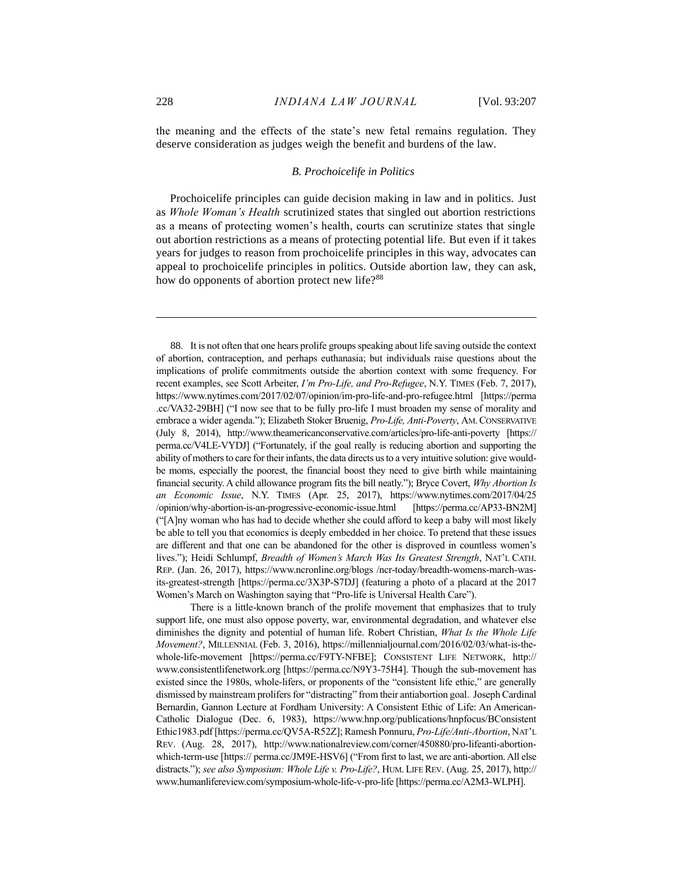the meaning and the effects of the state's new fetal remains regulation. They deserve consideration as judges weigh the benefit and burdens of the law.

### *B. Prochoicelife in Politics*

Prochoicelife principles can guide decision making in law and in politics. Just as *Whole Woman's Health* scrutinized states that singled out abortion restrictions as a means of protecting women's health, courts can scrutinize states that single out abortion restrictions as a means of protecting potential life. But even if it takes years for judges to reason from prochoicelife principles in this way, advocates can appeal to prochoicelife principles in politics. Outside abortion law, they can ask, how do opponents of abortion protect new life?[88]

---

88. It is not often that one hears prolife groups speaking about life saving outside the context of abortion, contraception, and perhaps euthanasia; but individuals raise questions about the implications of prolife commitments outside the abortion context with some frequency. For recent examples, see Scott Arbeiter, *I'm Pro-Life, and Pro-Refugee*, N.Y. TIMES (Feb. 7, 2017), https://www.nytimes.com/2017/02/07/opinion/im-pro-life-and-pro-refugee.html [https://perma.cc/VA32-29BH] ("I now see that to be fully pro-life I must broaden my sense of morality and embrace a wider agenda."); Elizabeth Stoker Bruenig, *Pro-Life, Anti-Poverty*, AM. CONSERVATIVE (July 8, 2014), http://www.theamericanconservative.com/articles/pro-life-anti-poverty [https://perma.cc/V4LE-VYDJ] ("Fortunately, if the goal really is reducing abortion and supporting the ability of mothers to care for their infants, the data directs us to a very intuitive solution: give would-be moms, especially the poorest, the financial boost they need to give birth while maintaining financial security. A child allowance program fits the bill neatly."); Bryce Covert, *Why Abortion Is an Economic Issue*, N.Y. TIMES (Apr. 25, 2017), https://www.nytimes.com/2017/04/25/opinion/why-abortion-is-an-progressive-economic-issue.html [https://perma.cc/AP33-BN2M] ("[A]ny woman who has had to decide whether she could afford to keep a baby will most likely be able to tell you that economics is deeply embedded in her choice. To pretend that these issues are different and that one can be abandoned for the other is disproved in countless women's lives."); Heidi Schlumpf, *Breadth of Women's March Was Its Greatest Strength*, NAT'L CATH. REP. (Jan. 26, 2017), https://www.ncronline.org/blogs /ncr-today/breadth-womens-march-was-its-greatest-strength [https://perma.cc/3X3P-S7DJ] (featuring a photo of a placard at the 2017 Women's March on Washington saying that "Pro-life is Universal Health Care").

There is a little-known branch of the prolife movement that emphasizes that to truly support life, one must also oppose poverty, war, environmental degradation, and whatever else diminishes the dignity and potential of human life. Robert Christian, *What Is the Whole Life Movement?*, MILLENNIAL (Feb. 3, 2016), https://millennialjournal.com/2016/02/03/what-is-the-whole-life-movement [https://perma.cc/F9TY-NFBE]; CONSISTENT LIFE NETWORK, http://www.consistentlifenetwork.org [https://perma.cc/N9Y3-75H4]. Though the sub-movement has existed since the 1980s, whole-lifers, or proponents of the "consistent life ethic," are generally dismissed by mainstream prolifers for "distracting" from their antiabortion goal. Joseph Cardinal Bernardin, Gannon Lecture at Fordham University: A Consistent Ethic of Life: An American-Catholic Dialogue (Dec. 6, 1983), https://www.hnp.org/publications/hnpfocus/BConsistentEthic1983.pdf [https://perma.cc/QV5A-R52Z]; Ramesh Ponnuru, *Pro-Life/Anti-Abortion*, NAT'L REV. (Aug. 28, 2017), http://www.nationalreview.com/corner/450880/pro-lifeanti-abortion-which-term-use [https:// perma.cc/JM9E-HSV6] ("From first to last, we are anti-abortion. All else distracts."); *see also Symposium: Whole Life v. Pro-Life?*, HUM. LIFE REV. (Aug. 25, 2017), http://www.humanlifereview.com/symposium-whole-life-v-pro-life [https://perma.cc/A2M3-WLPH].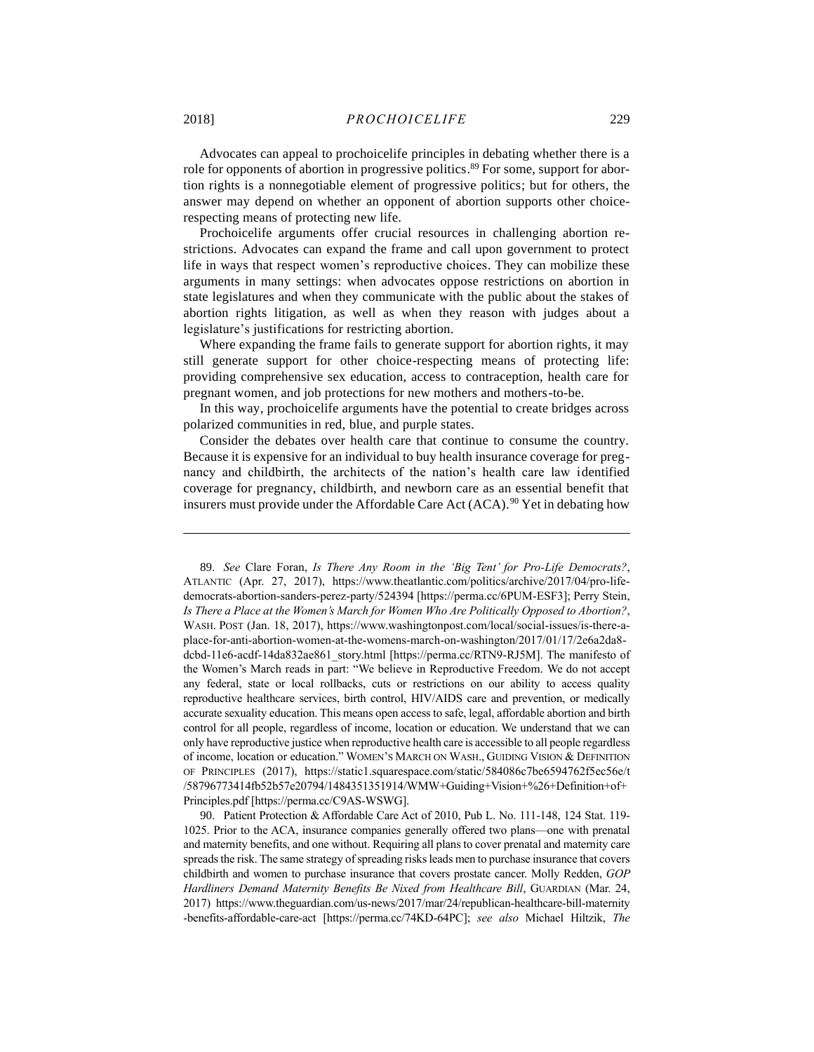Advocates can appeal to prochoicelife principles in debating whether there is a role for opponents of abortion in progressive politics.[89] For some, support for abortion rights is a nonnegotiable element of progressive politics; but for others, the answer may depend on whether an opponent of abortion supports other choice-respecting means of protecting new life.

Prochoicelife arguments offer crucial resources in challenging abortion restrictions. Advocates can expand the frame and call upon government to protect life in ways that respect women's reproductive choices. They can mobilize these arguments in many settings: when advocates oppose restrictions on abortion in state legislatures and when they communicate with the public about the stakes of abortion rights litigation, as well as when they reason with judges about a legislature's justifications for restricting abortion.

Where expanding the frame fails to generate support for abortion rights, it may still generate support for other choice-respecting means of protecting life: providing comprehensive sex education, access to contraception, health care for pregnant women, and job protections for new mothers and mothers-to-be.

In this way, prochoicelife arguments have the potential to create bridges across polarized communities in red, blue, and purple states.

Consider the debates over health care that continue to consume the country. Because it is expensive for an individual to buy health insurance coverage for pregnancy and childbirth, the architects of the nation's health care law identified coverage for pregnancy, childbirth, and newborn care as an essential benefit that insurers must provide under the Affordable Care Act (ACA).[90] Yet in debating how

---

89. *See* Clare Foran, *Is There Any Room in the 'Big Tent' for Pro-Life Democrats?*, ATLANTIC (Apr. 27, 2017), https://www.theatlantic.com/politics/archive/2017/04/pro-life-democrats-abortion-sanders-perez-party/524394 [https://perma.cc/6PUM-ESF3]; Perry Stein, *Is There a Place at the Women's March for Women Who Are Politically Opposed to Abortion?*, WASH. POST (Jan. 18, 2017), https://www.washingtonpost.com/local/social-issues/is-there-a-place-for-anti-abortion-women-at-the-womens-march-on-washington/2017/01/17/2e6a2da8-dcbd-11e6-acdf-14da832ae861_story.html [https://perma.cc/RTN9-RJ5M]. The manifesto of the Women's March reads in part: "We believe in Reproductive Freedom. We do not accept any federal, state or local rollbacks, cuts or restrictions on our ability to access quality reproductive healthcare services, birth control, HIV/AIDS care and prevention, or medically accurate sexuality education. This means open access to safe, legal, affordable abortion and birth control for all people, regardless of income, location or education. We understand that we can only have reproductive justice when reproductive health care is accessible to all people regardless of income, location or education." WOMEN'S MARCH ON WASH., GUIDING VISION & DEFINITION OF PRINCIPLES (2017), https://static1.squarespace.com/static/584086c7be6594762f5ec56e/t/58796773414fb52b57e20794/1484351351914/WMW+Guiding+Vision+%26+Definition+of+Principles.pdf [https://perma.cc/C9AS-WSWG].

90. Patient Protection & Affordable Care Act of 2010, Pub L. No. 111-148, 124 Stat. 119-1025. Prior to the ACA, insurance companies generally offered two plans—one with prenatal and maternity benefits, and one without. Requiring all plans to cover prenatal and maternity care spreads the risk. The same strategy of spreading risks leads men to purchase insurance that covers childbirth and women to purchase insurance that covers prostate cancer. Molly Redden, *GOP Hardliners Demand Maternity Benefits Be Nixed from Healthcare Bill*, GUARDIAN (Mar. 24, 2017) https://www.theguardian.com/us-news/2017/mar/24/republican-healthcare-bill-maternity-benefits-affordable-care-act [https://perma.cc/74KD-64PC]; *see also* Michael Hiltzik, *The*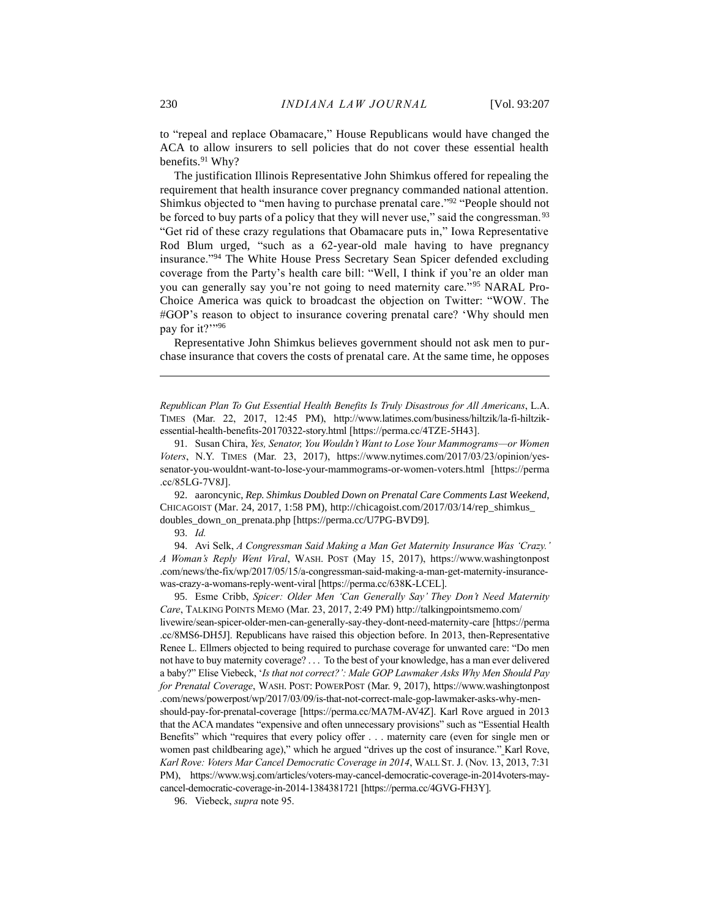to "repeal and replace Obamacare," House Republicans would have changed the ACA to allow insurers to sell policies that do not cover these essential health benefits.[91] Why?

The justification Illinois Representative John Shimkus offered for repealing the requirement that health insurance cover pregnancy commanded national attention. Shimkus objected to "men having to purchase prenatal care."[92] "People should not be forced to buy parts of a policy that they will never use," said the congressman.[93] "Get rid of these crazy regulations that Obamacare puts in," Iowa Representative Rod Blum urged, "such as a 62-year-old male having to have pregnancy insurance."[94] The White House Press Secretary Sean Spicer defended excluding coverage from the Party's health care bill: "Well, I think if you're an older man you can generally say you're not going to need maternity care."[95] NARAL Pro-Choice America was quick to broadcast the objection on Twitter: "WOW. The #GOP's reason to object to insurance covering prenatal care? 'Why should men pay for it?'"[96]

Representative John Shimkus believes government should not ask men to purchase insurance that covers the costs of prenatal care. At the same time, he opposes

---

*Republican Plan To Gut Essential Health Benefits Is Truly Disastrous for All Americans*, L.A. TIMES (Mar. 22, 2017, 12:45 PM), http://www.latimes.com/business/hiltzik/la-fi-hiltzik-essential-health-benefits-20170322-story.html [https://perma.cc/4TZE-5H43].

91. Susan Chira, *Yes, Senator, You Wouldn't Want to Lose Your Mammograms—or Women Voters*, N.Y. TIMES (Mar. 23, 2017), https://www.nytimes.com/2017/03/23/opinion/yes-senator-you-wouldnt-want-to-lose-your-mammograms-or-women-voters.html [https://perma.cc/85LG-7V8J].

92. aaroncynic, *Rep. Shimkus Doubled Down on Prenatal Care Comments Last Weekend*, CHICAGOIST (Mar. 24, 2017, 1:58 PM), http://chicagoist.com/2017/03/14/rep_shimkus_doubles_down_on_prenata.php [https://perma.cc/U7PG-BVD9].

93. *Id.*

94. Avi Selk, *A Congressman Said Making a Man Get Maternity Insurance Was 'Crazy.' A Woman's Reply Went Viral*, WASH. POST (May 15, 2017), https://www.washingtonpost.com/news/the-fix/wp/2017/05/15/a-congressman-said-making-a-man-get-maternity-insurance-was-crazy-a-womans-reply-went-viral [https://perma.cc/638K-LCEL].

95. Esme Cribb, *Spicer: Older Men 'Can Generally Say' They Don't Need Maternity Care*, TALKING POINTS MEMO (Mar. 23, 2017, 2:49 PM) http://talkingpointsmemo.com/livewire/sean-spicer-older-men-can-generally-say-they-dont-need-maternity-care [https://perma.cc/8MS6-DH5J]. Republicans have raised this objection before. In 2013, then-Representative Renee L. Ellmers objected to being required to purchase coverage for unwanted care: "Do men not have to buy maternity coverage? . . . To the best of your knowledge, has a man ever delivered a baby?" Elise Viebeck, '*Is that not correct?': Male GOP Lawmaker Asks Why Men Should Pay for Prenatal Coverage*, WASH. POST: POWERPOST (Mar. 9, 2017), https://www.washingtonpost.com/news/powerpost/wp/2017/03/09/is-that-not-correct-male-gop-lawmaker-asks-why-men-should-pay-for-prenatal-coverage [https://perma.cc/MA7M-AV4Z]. Karl Rove argued in 2013 that the ACA mandates "expensive and often unnecessary provisions" such as "Essential Health Benefits" which "requires that every policy offer . . . maternity care (even for single men or women past childbearing age)," which he argued "drives up the cost of insurance." Karl Rove, *Karl Rove: Voters Mar Cancel Democratic Coverage in 2014*, WALL ST. J. (Nov. 13, 2013, 7:31 PM), https://www.wsj.com/articles/voters-may-cancel-democratic-coverage-in-2014voters-may-cancel-democratic-coverage-in-2014-1384381721 [https://perma.cc/4GVG-FH3Y].

96. Viebeck, *supra* note 95.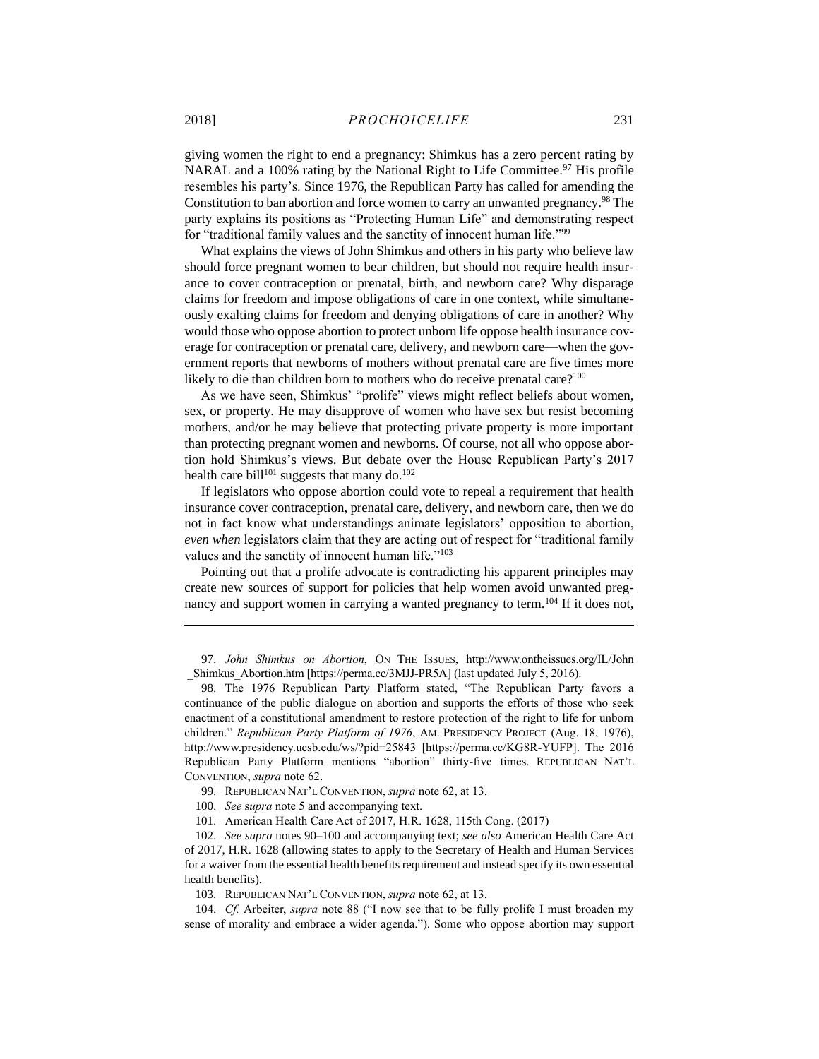giving women the right to end a pregnancy: Shimkus has a zero percent rating by NARAL and a 100% rating by the National Right to Life Committee.[97] His profile resembles his party's. Since 1976, the Republican Party has called for amending the Constitution to ban abortion and force women to carry an unwanted pregnancy.[98] The party explains its positions as "Protecting Human Life" and demonstrating respect for "traditional family values and the sanctity of innocent human life."[99]

What explains the views of John Shimkus and others in his party who believe law should force pregnant women to bear children, but should not require health insurance to cover contraception or prenatal, birth, and newborn care? Why disparage claims for freedom and impose obligations of care in one context, while simultaneously exalting claims for freedom and denying obligations of care in another? Why would those who oppose abortion to protect unborn life oppose health insurance coverage for contraception or prenatal care, delivery, and newborn care—when the government reports that newborns of mothers without prenatal care are five times more likely to die than children born to mothers who do receive prenatal care?[100]

As we have seen, Shimkus' "prolife" views might reflect beliefs about women, sex, or property. He may disapprove of women who have sex but resist becoming mothers, and/or he may believe that protecting private property is more important than protecting pregnant women and newborns. Of course, not all who oppose abortion hold Shimkus's views. But debate over the House Republican Party's 2017 health care bill[101] suggests that many do.[102]

If legislators who oppose abortion could vote to repeal a requirement that health insurance cover contraception, prenatal care, delivery, and newborn care, then we do not in fact know what understandings animate legislators' opposition to abortion, *even when* legislators claim that they are acting out of respect for "traditional family values and the sanctity of innocent human life."[103]

Pointing out that a prolife advocate is contradicting his apparent principles may create new sources of support for policies that help women avoid unwanted pregnancy and support women in carrying a wanted pregnancy to term.[104] If it does not,

---

97. *John Shimkus on Abortion*, ON THE ISSUES, http://www.ontheissues.org/IL/John_Shimkus_Abortion.htm [https://perma.cc/3MJJ-PR5A] (last updated July 5, 2016).

98. The 1976 Republican Party Platform stated, "The Republican Party favors a continuance of the public dialogue on abortion and supports the efforts of those who seek enactment of a constitutional amendment to restore protection of the right to life for unborn children." *Republican Party Platform of 1976*, AM. PRESIDENCY PROJECT (Aug. 18, 1976), http://www.presidency.ucsb.edu/ws/?pid=25843 [https://perma.cc/KG8R-YUFP]. The 2016 Republican Party Platform mentions "abortion" thirty-five times. REPUBLICAN NAT'L CONVENTION, *supra* note 62.

99. REPUBLICAN NAT'L CONVENTION, *supra* note 62, at 13.

100. *See supra* note 5 and accompanying text.

101. American Health Care Act of 2017, H.R. 1628, 115th Cong. (2017)

102. *See supra* notes 90–100 and accompanying text; *see also* American Health Care Act of 2017, H.R. 1628 (allowing states to apply to the Secretary of Health and Human Services for a waiver from the essential health benefits requirement and instead specify its own essential health benefits).

103. REPUBLICAN NAT'L CONVENTION, *supra* note 62, at 13.

104. *Cf.* Arbeiter, *supra* note 88 ("I now see that to be fully prolife I must broaden my sense of morality and embrace a wider agenda."). Some who oppose abortion may support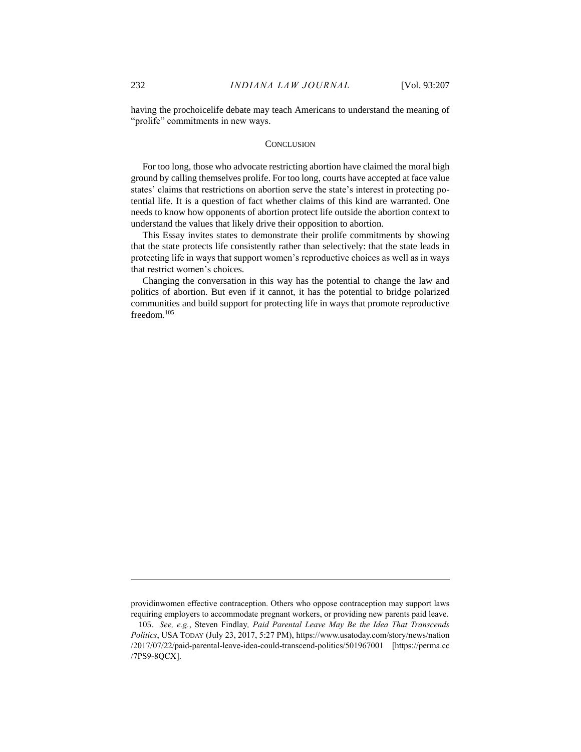having the prochoicelife debate may teach Americans to understand the meaning of "prolife" commitments in new ways.

## CONCLUSION

For too long, those who advocate restricting abortion have claimed the moral high ground by calling themselves prolife. For too long, courts have accepted at face value states' claims that restrictions on abortion serve the state's interest in protecting potential life. It is a question of fact whether claims of this kind are warranted. One needs to know how opponents of abortion protect life outside the abortion context to understand the values that likely drive their opposition to abortion.

This Essay invites states to demonstrate their prolife commitments by showing that the state protects life consistently rather than selectively: that the state leads in protecting life in ways that support women's reproductive choices as well as in ways that restrict women's choices.

Changing the conversation in this way has the potential to change the law and politics of abortion. But even if it cannot, it has the potential to bridge polarized communities and build support for protecting life in ways that promote reproductive freedom.[105]

---

providinwomen effective contraception. Others who oppose contraception may support laws requiring employers to accommodate pregnant workers, or providing new parents paid leave.

105. *See, e.g.*, Steven Findlay, *Paid Parental Leave May Be the Idea That Transcends Politics*, USA TODAY (July 23, 2017, 5:27 PM), https://www.usatoday.com/story/news/nation/2017/07/22/paid-parental-leave-idea-could-transcend-politics/501967001 [https://perma.cc/7PS9-8QCX].